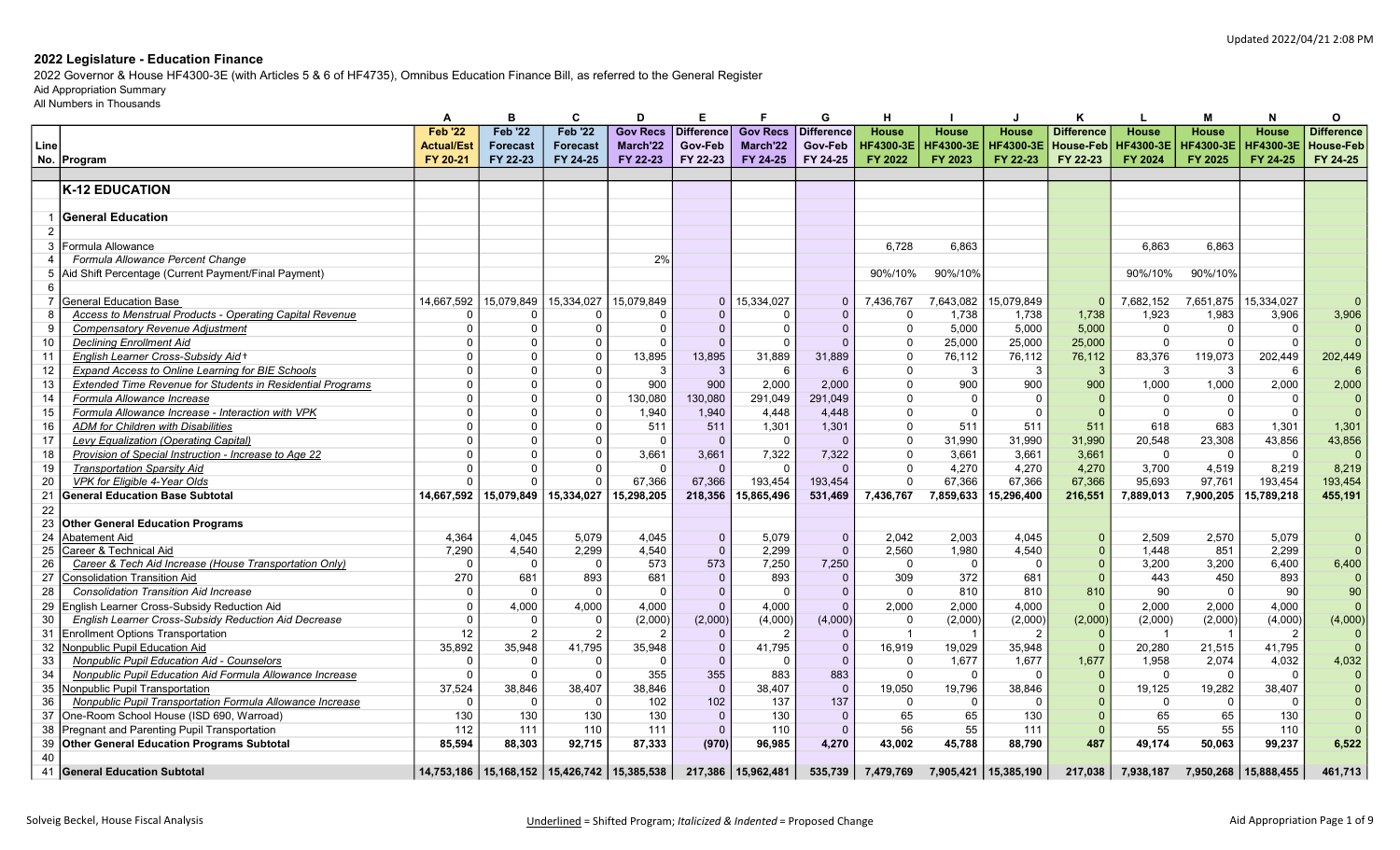Updated 2022/04/21 2:08 PM

# 2022 Legislature - Education Finance

2022 Governor & House HF4300-3E (with Articles 5 & 6 of HF4735), Omnibus Education Finance Bill, as referred to the General Register

Aid Appropriation Summary

All Numbers in Thousands

| Line No. | Program | A<br>Feb '22 Actual/Est FY 20-21 | B<br>Feb '22 Forecast FY 22-23 | C<br>Feb '22 Forecast FY 24-25 | D<br>Gov Recs March'22 FY 22-23 | E<br>Difference Gov-Feb FY 22-23 | F<br>Gov Recs March'22 FY 24-25 | G<br>Difference Gov-Feb FY 24-25 | H<br>House HF4300-3E FY 2022 | I<br>House HF4300-3E FY 2023 | J<br>House HF4300-3E FY 22-23 | K<br>Difference House-Feb FY 22-23 | L<br>House HF4300-3E FY 2024 | M<br>House HF4300-3E FY 2025 | N<br>House HF4300-3E FY 24-25 | O<br>Difference House-Feb FY 24-25 |
|---|---|---|---|---|---|---|---|---|---|---|---|---|---|---|---|---|
| | **K-12 EDUCATION** | | | | | | | | | | | | | | | |
| 1 | **General Education** | | | | | | | | | | | | | | | |
| 2 | | | | | | | | | | | | | | | | |
| 3 | Formula Allowance | | | | | | | | 6,728 | 6,863 | | | 6,863 | 6,863 | | |
| 4 | *Formula Allowance Percent Change* | | | | 2% | | | | | | | | | | | |
| 5 | Aid Shift Percentage (Current Payment/Final Payment) | | | | | | | | 90%/10% | 90%/10% | | | 90%/10% | 90%/10% | | |
| 6 | | | | | | | | | | | | | | | | |
| 7 | General Education Base | 14,667,592 | 15,079,849 | 15,334,027 | 15,079,849 | 0 | 15,334,027 | 0 | 7,436,767 | 7,643,082 | 15,079,849 | 0 | 7,682,152 | 7,651,875 | 15,334,027 | 0 |
| 8 | *Access to Menstrual Products - Operating Capital Revenue* | 0 | 0 | 0 | 0 | 0 | 0 | 0 | 0 | 1,738 | 1,738 | 1,738 | 1,923 | 1,983 | 3,906 | 3,906 |
| 9 | *Compensatory Revenue Adjustment* | 0 | 0 | 0 | 0 | 0 | 0 | 0 | 0 | 5,000 | 5,000 | 5,000 | 0 | 0 | 0 | 0 |
| 10 | *Declining Enrollment Aid* | 0 | 0 | 0 | 0 | 0 | 0 | 0 | 0 | 25,000 | 25,000 | 25,000 | 0 | 0 | 0 | 0 |
| 11 | *English Learner Cross-Subsidy Aid†* | 0 | 0 | 0 | 13,895 | 13,895 | 31,889 | 31,889 | 0 | 76,112 | 76,112 | 76,112 | 83,376 | 119,073 | 202,449 | 202,449 |
| 12 | *Expand Access to Online Learning for BIE Schools* | 0 | 0 | 0 | 3 | 3 | 6 | 6 | 0 | 3 | 3 | 3 | 3 | 3 | 6 | 6 |
| 13 | *Extended Time Revenue for Students in Residential Programs* | 0 | 0 | 0 | 900 | 900 | 2,000 | 2,000 | 0 | 900 | 900 | 900 | 1,000 | 1,000 | 2,000 | 2,000 |
| 14 | *Formula Allowance Increase* | 0 | 0 | 0 | 130,080 | 130,080 | 291,049 | 291,049 | 0 | 0 | 0 | 0 | 0 | 0 | 0 | 0 |
| 15 | *Formula Allowance Increase - Interaction with VPK* | 0 | 0 | 0 | 1,940 | 1,940 | 4,448 | 4,448 | 0 | 0 | 0 | 0 | 0 | 0 | 0 | 0 |
| 16 | *ADM for Children with Disabilities* | 0 | 0 | 0 | 511 | 511 | 1,301 | 1,301 | 0 | 511 | 511 | 511 | 618 | 683 | 1,301 | 1,301 |
| 17 | *Levy Equalization (Operating Capital)* | 0 | 0 | 0 | 0 | 0 | 0 | 0 | 0 | 31,990 | 31,990 | 31,990 | 20,548 | 23,308 | 43,856 | 43,856 |
| 18 | *Provision of Special Instruction - Increase to Age 22* | 0 | 0 | 0 | 3,661 | 3,661 | 7,322 | 7,322 | 0 | 3,661 | 3,661 | 3,661 | 0 | 0 | 0 | 0 |
| 19 | *Transportation Sparsity Aid* | 0 | 0 | 0 | 0 | 0 | 0 | 0 | 0 | 4,270 | 4,270 | 4,270 | 3,700 | 4,519 | 8,219 | 8,219 |
| 20 | *VPK for Eligible 4-Year Olds* | 0 | 0 | 0 | 67,366 | 67,366 | 193,454 | 193,454 | 0 | 67,366 | 67,366 | 67,366 | 95,693 | 97,761 | 193,454 | 193,454 |
| 21 | **General Education Base Subtotal** | **14,667,592** | **15,079,849** | **15,334,027** | **15,298,205** | **218,356** | **15,865,496** | **531,469** | **7,436,767** | **7,859,633** | **15,296,400** | **216,551** | **7,889,013** | **7,900,205** | **15,789,218** | **455,191** |
| 22 | | | | | | | | | | | | | | | | |
| 23 | **Other General Education Programs** | | | | | | | | | | | | | | | |
| 24 | Abatement Aid | 4,364 | 4,045 | 5,079 | 4,045 | 0 | 5,079 | 0 | 2,042 | 2,003 | 4,045 | 0 | 2,509 | 2,570 | 5,079 | 0 |
| 25 | Career & Technical Aid | 7,290 | 4,540 | 2,299 | 4,540 | 0 | 2,299 | 0 | 2,560 | 1,980 | 4,540 | 0 | 1,448 | 851 | 2,299 | 0 |
| 26 | *Career & Tech Aid Increase (House Transportation Only)* | 0 | 0 | 0 | 573 | 573 | 7,250 | 7,250 | 0 | 0 | 0 | 0 | 3,200 | 3,200 | 6,400 | 6,400 |
| 27 | Consolidation Transition Aid | 270 | 681 | 893 | 681 | 0 | 893 | 0 | 309 | 372 | 681 | 0 | 443 | 450 | 893 | 0 |
| 28 | *Consolidation Transition Aid Increase* | 0 | 0 | 0 | 0 | 0 | 0 | 0 | 0 | 810 | 810 | 810 | 90 | 0 | 90 | 90 |
| 29 | English Learner Cross-Subsidy Reduction Aid | 0 | 4,000 | 4,000 | 4,000 | 0 | 4,000 | 0 | 2,000 | 2,000 | 4,000 | 0 | 2,000 | 2,000 | 4,000 | 0 |
| 30 | *English Learner Cross-Subsidy Reduction Aid Decrease* | 0 | 0 | 0 | (2,000) | (2,000) | (4,000) | (4,000) | 0 | (2,000) | (2,000) | (2,000) | (2,000) | (2,000) | (4,000) | (4,000) |
| 31 | Enrollment Options Transportation | 12 | 2 | 2 | 2 | 0 | 2 | 0 | 1 | 1 | 2 | 0 | 1 | 1 | 2 | 0 |
| 32 | Nonpublic Pupil Education Aid | 35,892 | 35,948 | 41,795 | 35,948 | 0 | 41,795 | 0 | 16,919 | 19,029 | 35,948 | 0 | 20,280 | 21,515 | 41,795 | 0 |
| 33 | *Nonpublic Pupil Education Aid - Counselors* | 0 | 0 | 0 | 0 | 0 | 0 | 0 | 0 | 1,677 | 1,677 | 1,677 | 1,958 | 2,074 | 4,032 | 4,032 |
| 34 | *Nonpublic Pupil Education Aid Formula Allowance Increase* | 0 | 0 | 0 | 355 | 355 | 883 | 883 | 0 | 0 | 0 | 0 | 0 | 0 | 0 | 0 |
| 35 | Nonpublic Pupil Transportation | 37,524 | 38,846 | 38,407 | 38,846 | 0 | 38,407 | 0 | 19,050 | 19,796 | 38,846 | 0 | 19,125 | 19,282 | 38,407 | 0 |
| 36 | *Nonpublic Pupil Transportation Formula Allowance Increase* | 0 | 0 | 0 | 102 | 102 | 137 | 137 | 0 | 0 | 0 | 0 | 0 | 0 | 0 | 0 |
| 37 | One-Room School House (ISD 690, Warroad) | 130 | 130 | 130 | 130 | 0 | 130 | 0 | 65 | 65 | 130 | 0 | 65 | 65 | 130 | 0 |
| 38 | Pregnant and Parenting Pupil Transportation | 112 | 111 | 110 | 111 | 0 | 110 | 0 | 56 | 55 | 111 | 0 | 55 | 55 | 110 | 0 |
| 39 | **Other General Education Programs Subtotal** | **85,594** | **88,303** | **92,715** | **87,333** | **(970)** | **96,985** | **4,270** | **43,002** | **45,788** | **88,790** | **487** | **49,174** | **50,063** | **99,237** | **6,522** |
| 40 | | | | | | | | | | | | | | | | |
| 41 | **General Education Subtotal** | **14,753,186** | **15,168,152** | **15,426,742** | **15,385,538** | **217,386** | **15,962,481** | **535,739** | **7,479,769** | **7,905,421** | **15,385,190** | **217,038** | **7,938,187** | **7,950,268** | **15,888,455** | **461,713** |

Solveig Beckel, House Fiscal Analysis

Underlined = Shifted Program; *Italicized & Indented* = Proposed Change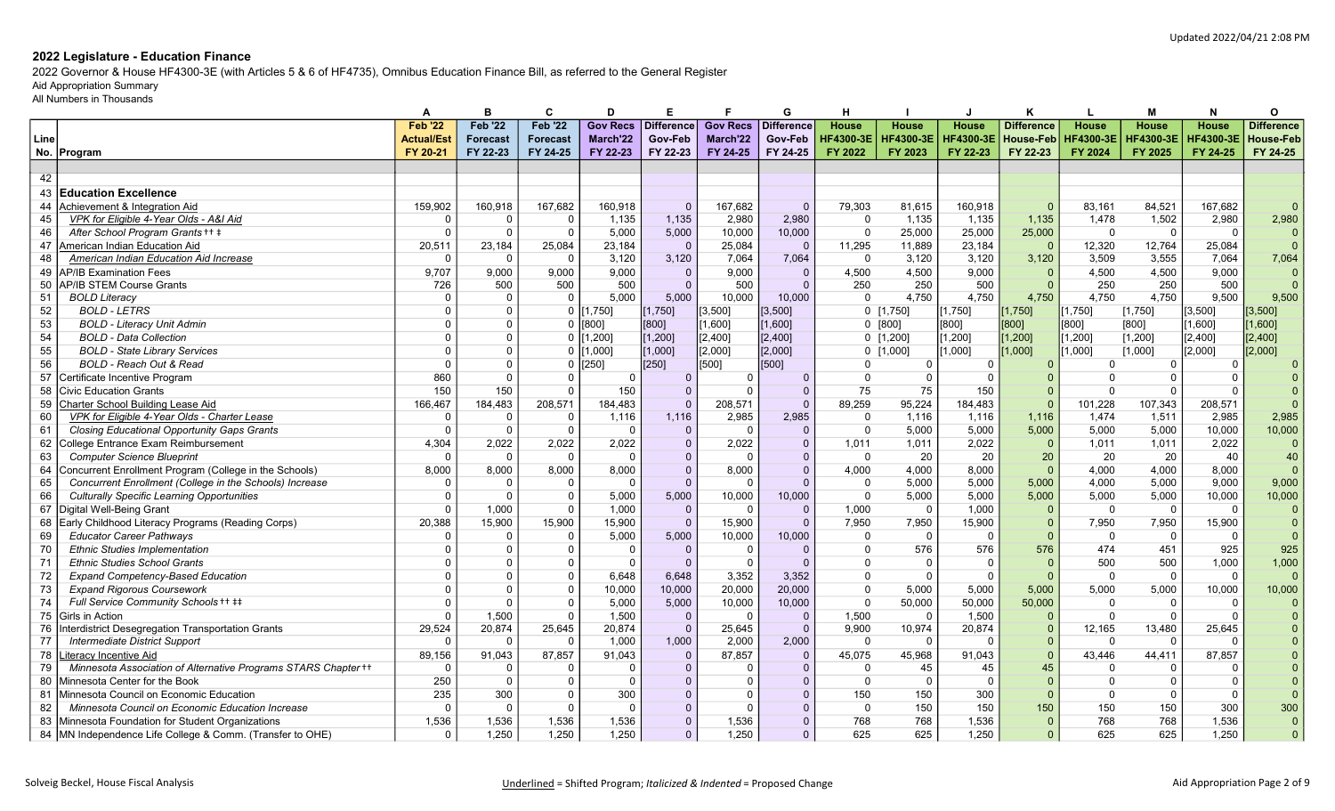Updated 2022/04/21 2:08 PM

## 2022 Legislature - Education Finance

2022 Governor & House HF4300-3E (with Articles 5 & 6 of HF4735), Omnibus Education Finance Bill, as referred to the General Register
Aid Appropriation Summary
All Numbers in Thousands

| | | A | B | C | D | E | F | G | H | I | J | K | L | M | N | O |
|---|---|---|---|---|---|---|---|---|---|---|---|---|---|---|---|---|
| Line No. | Program | Feb '22 Actual/Est FY 20-21 | Feb '22 Forecast FY 22-23 | Feb '22 Forecast FY 24-25 | Gov Recs March'22 FY 22-23 | Difference Gov-Feb FY 22-23 | Gov Recs March'22 FY 24-25 | Difference Gov-Feb FY 24-25 | House HF4300-3E FY 2022 | House HF4300-3E FY 2023 | House HF4300-3E FY 22-23 | Difference House-Feb FY 22-23 | House HF4300-3E FY 2024 | House HF4300-3E FY 2025 | House HF4300-3E FY 24-25 | Difference House-Feb FY 24-25 |
| 42 | | | | | | | | | | | | | | | | |
| 43 | **Education Excellence** | | | | | | | | | | | | | | | |
| 44 | <u>Achievement & Integration Aid</u> | 159,902 | 160,918 | 167,682 | 160,918 | 0 | 167,682 | 0 | 79,303 | 81,615 | 160,918 | 0 | 83,161 | 84,521 | 167,682 | 0 |
| 45 | *VPK for Eligible 4-Year Olds - A&I Aid* | 0 | 0 | 0 | 1,135 | 1,135 | 2,980 | 2,980 | 0 | 1,135 | 1,135 | 1,135 | 1,478 | 1,502 | 2,980 | 2,980 |
| 46 | *After School Program Grants †† ‡* | 0 | 0 | 0 | 5,000 | 5,000 | 10,000 | 10,000 | 0 | 25,000 | 25,000 | 25,000 | 0 | 0 | 0 | 0 |
| 47 | <u>American Indian Education Aid</u> | 20,511 | 23,184 | 25,084 | 23,184 | 0 | 25,084 | 0 | 11,295 | 11,889 | 23,184 | 0 | 12,320 | 12,764 | 25,084 | 0 |
| 48 | *American Indian Education Aid Increase* | 0 | 0 | 0 | 3,120 | 3,120 | 7,064 | 7,064 | 0 | 3,120 | 3,120 | 3,120 | 3,509 | 3,555 | 7,064 | 7,064 |
| 49 | AP/IB Examination Fees | 9,707 | 9,000 | 9,000 | 9,000 | 0 | 9,000 | 0 | 4,500 | 4,500 | 9,000 | 0 | 4,500 | 4,500 | 9,000 | 0 |
| 50 | AP/IB STEM Course Grants | 726 | 500 | 500 | 500 | 0 | 500 | 0 | 250 | 250 | 500 | 0 | 250 | 250 | 500 | 0 |
| 51 | *BOLD Literacy* | 0 | 0 | 0 | 5,000 | 5,000 | 10,000 | 10,000 | 0 | 4,750 | 4,750 | 4,750 | 4,750 | 4,750 | 9,500 | 9,500 |
| 52 | *BOLD - LETRS* | 0 | 0 | 0 | [1,750] | [1,750] | [3,500] | [3,500] | 0 | [1,750] | [1,750] | [1,750] | [1,750] | [1,750] | [3,500] | [3,500] |
| 53 | *BOLD - Literacy Unit Admin* | 0 | 0 | 0 | [800] | [800] | [1,600] | [1,600] | 0 | [800] | [800] | [800] | [800] | [800] | [1,600] | [1,600] |
| 54 | *BOLD - Data Collection* | 0 | 0 | 0 | [1,200] | [1,200] | [2,400] | [2,400] | 0 | [1,200] | [1,200] | [1,200] | [1,200] | [1,200] | [2,400] | [2,400] |
| 55 | *BOLD - State Library Services* | 0 | 0 | 0 | [1,000] | [1,000] | [2,000] | [2,000] | 0 | [1,000] | [1,000] | [1,000] | [1,000] | [1,000] | [2,000] | [2,000] |
| 56 | *BOLD - Reach Out & Read* | 0 | 0 | 0 | [250] | [250] | [500] | [500] | 0 | 0 | 0 | 0 | 0 | 0 | 0 | 0 |
| 57 | Certificate Incentive Program | 860 | 0 | 0 | 0 | 0 | 0 | 0 | 0 | 0 | 0 | 0 | 0 | 0 | 0 | 0 |
| 58 | Civic Education Grants | 150 | 150 | 0 | 150 | 0 | 0 | 0 | 75 | 75 | 150 | 0 | 0 | 0 | 0 | 0 |
| 59 | <u>Charter School Building Lease Aid</u> | 166,467 | 184,483 | 208,571 | 184,483 | 0 | 208,571 | 0 | 89,259 | 95,224 | 184,483 | 0 | 101,228 | 107,343 | 208,571 | 0 |
| 60 | *VPK for Eligible 4-Year Olds - Charter Lease* | 0 | 0 | 0 | 1,116 | 1,116 | 2,985 | 2,985 | 0 | 1,116 | 1,116 | 1,116 | 1,474 | 1,511 | 2,985 | 2,985 |
| 61 | *Closing Educational Opportunity Gaps Grants* | 0 | 0 | 0 | 0 | 0 | 0 | 0 | 0 | 5,000 | 5,000 | 5,000 | 5,000 | 5,000 | 10,000 | 10,000 |
| 62 | College Entrance Exam Reimbursement | 4,304 | 2,022 | 2,022 | 2,022 | 0 | 2,022 | 0 | 1,011 | 1,011 | 2,022 | 0 | 1,011 | 1,011 | 2,022 | 0 |
| 63 | *Computer Science Blueprint* | 0 | 0 | 0 | 0 | 0 | 0 | 0 | 0 | 20 | 20 | 20 | 20 | 20 | 40 | 40 |
| 64 | Concurrent Enrollment Program (College in the Schools) | 8,000 | 8,000 | 8,000 | 8,000 | 0 | 8,000 | 0 | 4,000 | 4,000 | 8,000 | 0 | 4,000 | 4,000 | 8,000 | 0 |
| 65 | *Concurrent Enrollment (College in the Schools) Increase* | 0 | 0 | 0 | 0 | 0 | 0 | 0 | 0 | 5,000 | 5,000 | 5,000 | 4,000 | 5,000 | 9,000 | 9,000 |
| 66 | *Culturally Specific Learning Opportunities* | 0 | 0 | 0 | 5,000 | 5,000 | 10,000 | 10,000 | 0 | 5,000 | 5,000 | 5,000 | 5,000 | 5,000 | 10,000 | 10,000 |
| 67 | Digital Well-Being Grant | 0 | 1,000 | 0 | 1,000 | 0 | 0 | 0 | 1,000 | 0 | 1,000 | 0 | 0 | 0 | 0 | 0 |
| 68 | Early Childhood Literacy Programs (Reading Corps) | 20,388 | 15,900 | 15,900 | 15,900 | 0 | 15,900 | 0 | 7,950 | 7,950 | 15,900 | 0 | 7,950 | 7,950 | 15,900 | 0 |
| 69 | *Educator Career Pathways* | 0 | 0 | 0 | 5,000 | 5,000 | 10,000 | 10,000 | 0 | 0 | 0 | 0 | 0 | 0 | 0 | 0 |
| 70 | *Ethnic Studies Implementation* | 0 | 0 | 0 | 0 | 0 | 0 | 0 | 0 | 576 | 576 | 576 | 474 | 451 | 925 | 925 |
| 71 | *Ethnic Studies School Grants* | 0 | 0 | 0 | 0 | 0 | 0 | 0 | 0 | 0 | 0 | 0 | 500 | 500 | 1,000 | 1,000 |
| 72 | *Expand Competency-Based Education* | 0 | 0 | 0 | 6,648 | 6,648 | 3,352 | 3,352 | 0 | 0 | 0 | 0 | 0 | 0 | 0 | 0 |
| 73 | *Expand Rigorous Coursework* | 0 | 0 | 0 | 10,000 | 10,000 | 20,000 | 20,000 | 0 | 5,000 | 5,000 | 5,000 | 5,000 | 5,000 | 10,000 | 10,000 |
| 74 | *Full Service Community Schools †† ‡‡* | 0 | 0 | 0 | 5,000 | 5,000 | 10,000 | 10,000 | 0 | 50,000 | 50,000 | 50,000 | 0 | 0 | 0 | 0 |
| 75 | Girls in Action | 0 | 1,500 | 0 | 1,500 | 0 | 0 | 0 | 1,500 | 0 | 1,500 | 0 | 0 | 0 | 0 | 0 |
| 76 | Interdistrict Desegregation Transportation Grants | 29,524 | 20,874 | 25,645 | 20,874 | 0 | 25,645 | 0 | 9,900 | 10,974 | 20,874 | 0 | 12,165 | 13,480 | 25,645 | 0 |
| 77 | *Intermediate District Support* | 0 | 0 | 0 | 1,000 | 1,000 | 2,000 | 2,000 | 0 | 0 | 0 | 0 | 0 | 0 | 0 | 0 |
| 78 | <u>Literacy Incentive Aid</u> | 89,156 | 91,043 | 87,857 | 91,043 | 0 | 87,857 | 0 | 45,075 | 45,968 | 91,043 | 0 | 43,446 | 44,411 | 87,857 | 0 |
| 79 | *Minnesota Association of Alternative Programs STARS Chapter ††* | 0 | 0 | 0 | 0 | 0 | 0 | 0 | 0 | 45 | 45 | 45 | 0 | 0 | 0 | 0 |
| 80 | Minnesota Center for the Book | 250 | 0 | 0 | 0 | 0 | 0 | 0 | 0 | 0 | 0 | 0 | 0 | 0 | 0 | 0 |
| 81 | Minnesota Council on Economic Education | 235 | 300 | 0 | 300 | 0 | 0 | 0 | 150 | 150 | 300 | 0 | 0 | 0 | 0 | 0 |
| 82 | *Minnesota Council on Economic Education Increase* | 0 | 0 | 0 | 0 | 0 | 0 | 0 | 0 | 150 | 150 | 150 | 150 | 150 | 300 | 300 |
| 83 | Minnesota Foundation for Student Organizations | 1,536 | 1,536 | 1,536 | 1,536 | 0 | 1,536 | 0 | 768 | 768 | 1,536 | 0 | 768 | 768 | 1,536 | 0 |
| 84 | MN Independence Life College & Comm. (Transfer to OHE) | 0 | 1,250 | 1,250 | 1,250 | 0 | 1,250 | 0 | 625 | 625 | 1,250 | 0 | 625 | 625 | 1,250 | 0 |

Solveig Beckel, House Fiscal Analysis

<u>Underlined</u> = Shifted Program; *Italicized & Indented* = Proposed Change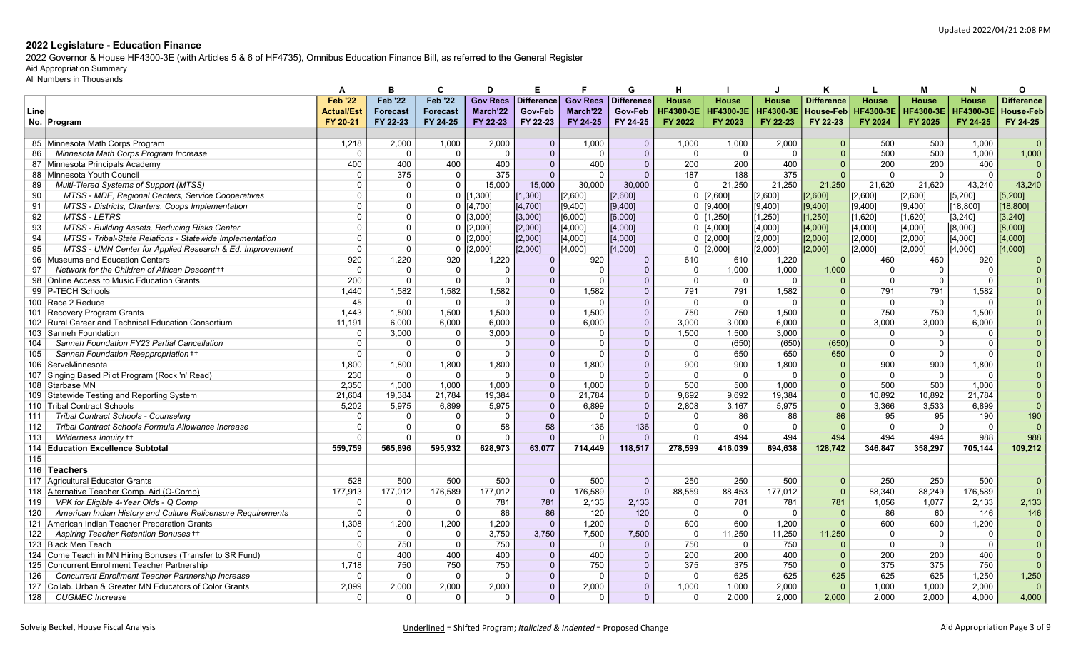## 2022 Legislature - Education Finance

2022 Governor & House HF4300-3E (with Articles 5 & 6 of HF4735), Omnibus Education Finance Bill, as referred to the General Register

Aid Appropriation Summary

All Numbers in Thousands

| | | A | B | C | D | E | F | G | H | I | J | K | L | M | N | O |
|---|---|---|---|---|---|---|---|---|---|---|---|---|---|---|---|---|
| Line No. | Program | Feb '22 Actual/Est FY 20-21 | Feb '22 Forecast FY 22-23 | Feb '22 Forecast FY 24-25 | Gov Recs March'22 FY 22-23 | Difference Gov-Feb FY 22-23 | Gov Recs March'22 FY 24-25 | Difference Gov-Feb FY 24-25 | House HF4300-3E FY 2022 | House HF4300-3E FY 2023 | House HF4300-3E FY 22-23 | Difference House-Feb FY 22-23 | House HF4300-3E FY 2024 | House HF4300-3E FY 2025 | House HF4300-3E FY 24-25 | Difference House-Feb FY 24-25 |
| 85 | Minnesota Math Corps Program | 1,218 | 2,000 | 1,000 | 2,000 | 0 | 1,000 | 0 | 1,000 | 1,000 | 2,000 | 0 | 500 | 500 | 1,000 | 0 |
| 86 | *Minnesota Math Corps Program Increase* | 0 | 0 | 0 | 0 | 0 | 0 | 0 | 0 | 0 | 0 | 0 | 500 | 500 | 1,000 | 1,000 |
| 87 | Minnesota Principals Academy | 400 | 400 | 400 | 400 | 0 | 400 | 0 | 200 | 200 | 400 | 0 | 200 | 200 | 400 | 0 |
| 88 | Minnesota Youth Council | 0 | 375 | 0 | 375 | 0 | 0 | 0 | 187 | 188 | 375 | 0 | 0 | 0 | 0 | 0 |
| 89 | *Multi-Tiered Systems of Support (MTSS)* | 0 | 0 | 0 | 15,000 | 15,000 | 30,000 | 30,000 | 0 | 21,250 | 21,250 | 21,250 | 21,620 | 21,620 | 43,240 | 43,240 |
| 90 | *MTSS - MDE, Regional Centers, Service Cooperatives* | 0 | 0 | 0 | [1,300] | [1,300] | [2,600] | [2,600] | 0 | [2,600] | [2,600] | [2,600] | [2,600] | [2,600] | [5,200] | [5,200] |
| 91 | *MTSS - Districts, Charters, Coops Implementation* | 0 | 0 | 0 | [4,700] | [4,700] | [9,400] | [9,400] | 0 | [9,400] | [9,400] | [9,400] | [9,400] | [9,400] | [18,800] | [18,800] |
| 92 | *MTSS - LETRS* | 0 | 0 | 0 | [3,000] | [3,000] | [6,000] | [6,000] | 0 | [1,250] | [1,250] | [1,250] | [1,620] | [1,620] | [3,240] | [3,240] |
| 93 | *MTSS - Building Assets, Reducing Risks Center* | 0 | 0 | 0 | [2,000] | [2,000] | [4,000] | [4,000] | 0 | [4,000] | [4,000] | [4,000] | [4,000] | [4,000] | [8,000] | [8,000] |
| 94 | *MTSS - Tribal-State Relations - Statewide Implementation* | 0 | 0 | 0 | [2,000] | [2,000] | [4,000] | [4,000] | 0 | [2,000] | [2,000] | [2,000] | [2,000] | [2,000] | [4,000] | [4,000] |
| 95 | *MTSS - UMN Center for Applied Research & Ed. Improvement* | 0 | 0 | 0 | [2,000] | [2,000] | [4,000] | [4,000] | 0 | [2,000] | [2,000] | [2,000] | [2,000] | [2,000] | [4,000] | [4,000] |
| 96 | Museums and Education Centers | 920 | 1,220 | 920 | 1,220 | 0 | 920 | 0 | 610 | 610 | 1,220 | 0 | 460 | 460 | 920 | 0 |
| 97 | *Network for the Children of African Descent ††* | 0 | 0 | 0 | 0 | 0 | 0 | 0 | 0 | 1,000 | 1,000 | 1,000 | 0 | 0 | 0 | 0 |
| 98 | Online Access to Music Education Grants | 200 | 0 | 0 | 0 | 0 | 0 | 0 | 0 | 0 | 0 | 0 | 0 | 0 | 0 | 0 |
| 99 | P-TECH Schools | 1,440 | 1,582 | 1,582 | 1,582 | 0 | 1,582 | 0 | 791 | 791 | 1,582 | 0 | 791 | 791 | 1,582 | 0 |
| 100 | Race 2 Reduce | 45 | 0 | 0 | 0 | 0 | 0 | 0 | 0 | 0 | 0 | 0 | 0 | 0 | 0 | 0 |
| 101 | Recovery Program Grants | 1,443 | 1,500 | 1,500 | 1,500 | 0 | 1,500 | 0 | 750 | 750 | 1,500 | 0 | 750 | 750 | 1,500 | 0 |
| 102 | Rural Career and Technical Education Consortium | 11,191 | 6,000 | 6,000 | 6,000 | 0 | 6,000 | 0 | 3,000 | 3,000 | 6,000 | 0 | 3,000 | 3,000 | 6,000 | 0 |
| 103 | Sanneh Foundation | 0 | 3,000 | 0 | 3,000 | 0 | 0 | 0 | 1,500 | 1,500 | 3,000 | 0 | 0 | 0 | 0 | 0 |
| 104 | *Sanneh Foundation FY23 Partial Cancellation* | 0 | 0 | 0 | 0 | 0 | 0 | 0 | 0 | (650) | (650) | (650) | 0 | 0 | 0 | 0 |
| 105 | *Sanneh Foundation Reappropriation ††* | 0 | 0 | 0 | 0 | 0 | 0 | 0 | 0 | 650 | 650 | 650 | 0 | 0 | 0 | 0 |
| 106 | ServeMinnesota | 1,800 | 1,800 | 1,800 | 1,800 | 0 | 1,800 | 0 | 900 | 900 | 1,800 | 0 | 900 | 900 | 1,800 | 0 |
| 107 | Singing Based Pilot Program (Rock 'n' Read) | 230 | 0 | 0 | 0 | 0 | 0 | 0 | 0 | 0 | 0 | 0 | 0 | 0 | 0 | 0 |
| 108 | Starbase MN | 2,350 | 1,000 | 1,000 | 1,000 | 0 | 1,000 | 0 | 500 | 500 | 1,000 | 0 | 500 | 500 | 1,000 | 0 |
| 109 | Statewide Testing and Reporting System | 21,604 | 19,384 | 21,784 | 19,384 | 0 | 21,784 | 0 | 9,692 | 9,692 | 19,384 | 0 | 10,892 | 10,892 | 21,784 | 0 |
| 110 | <u>Tribal Contract Schools</u> | 5,202 | 5,975 | 6,899 | 5,975 | 0 | 6,899 | 0 | 2,808 | 3,167 | 5,975 | 0 | 3,366 | 3,533 | 6,899 | 0 |
| 111 | *Tribal Contract Schools - Counseling* | 0 | 0 | 0 | 0 | 0 | 0 | 0 | 0 | 86 | 86 | 86 | 95 | 95 | 190 | 190 |
| 112 | *Tribal Contract Schools Formula Allowance Increase* | 0 | 0 | 0 | 58 | 58 | 136 | 136 | 0 | 0 | 0 | 0 | 0 | 0 | 0 | 0 |
| 113 | *Wilderness Inquiry ††* | 0 | 0 | 0 | 0 | 0 | 0 | 0 | 0 | 494 | 494 | 494 | 494 | 494 | 988 | 988 |
| 114 | **Education Excellence Subtotal** | **559,759** | **565,896** | **595,932** | **628,973** | **63,077** | **714,449** | **118,517** | **278,599** | **416,039** | **694,638** | **128,742** | **346,847** | **358,297** | **705,144** | **109,212** |
| 115 | | | | | | | | | | | | | | | | |
| 116 | **Teachers** | | | | | | | | | | | | | | | |
| 117 | Agricultural Educator Grants | 528 | 500 | 500 | 500 | 0 | 500 | 0 | 250 | 250 | 500 | 0 | 250 | 250 | 500 | 0 |
| 118 | <u>Alternative Teacher Comp. Aid (Q-Comp)</u> | 177,913 | 177,012 | 176,589 | 177,012 | 0 | 176,589 | 0 | 88,559 | 88,453 | 177,012 | 0 | 88,340 | 88,249 | 176,589 | 0 |
| 119 | *VPK for Eligible 4-Year Olds - Q Comp* | 0 | 0 | 0 | 781 | 781 | 2,133 | 2,133 | 0 | 781 | 781 | 781 | 1,056 | 1,077 | 2,133 | 2,133 |
| 120 | *American Indian History and Culture Relicensure Requirements* | 0 | 0 | 0 | 86 | 86 | 120 | 120 | 0 | 0 | 0 | 0 | 86 | 60 | 146 | 146 |
| 121 | American Indian Teacher Preparation Grants | 1,308 | 1,200 | 1,200 | 1,200 | 0 | 1,200 | 0 | 600 | 600 | 1,200 | 0 | 600 | 600 | 1,200 | 0 |
| 122 | *Aspiring Teacher Retention Bonuses ††* | 0 | 0 | 0 | 3,750 | 3,750 | 7,500 | 7,500 | 0 | 11,250 | 11,250 | 11,250 | 0 | 0 | 0 | 0 |
| 123 | Black Men Teach | 0 | 750 | 0 | 750 | 0 | 0 | 0 | 750 | 0 | 750 | 0 | 0 | 0 | 0 | 0 |
| 124 | Come Teach in MN Hiring Bonuses (Transfer to SR Fund) | 0 | 400 | 400 | 400 | 0 | 400 | 0 | 200 | 200 | 400 | 0 | 200 | 200 | 400 | 0 |
| 125 | Concurrent Enrollment Teacher Partnership | 1,718 | 750 | 750 | 750 | 0 | 750 | 0 | 375 | 375 | 750 | 0 | 375 | 375 | 750 | 0 |
| 126 | *Concurrent Enrollment Teacher Partnership Increase* | 0 | 0 | 0 | 0 | 0 | 0 | 0 | 0 | 625 | 625 | 625 | 625 | 625 | 1,250 | 1,250 |
| 127 | Collab. Urban & Greater MN Educators of Color Grants | 2,099 | 2,000 | 2,000 | 2,000 | 0 | 2,000 | 0 | 1,000 | 1,000 | 2,000 | 0 | 1,000 | 1,000 | 2,000 | 0 |
| 128 | *CUGMEC Increase* | 0 | 0 | 0 | 0 | 0 | 0 | 0 | 0 | 2,000 | 2,000 | 2,000 | 2,000 | 2,000 | 4,000 | 4,000 |

Solveig Beckel, House Fiscal Analysis — <u>Underlined</u> = Shifted Program; *Italicized & Indented* = Proposed Change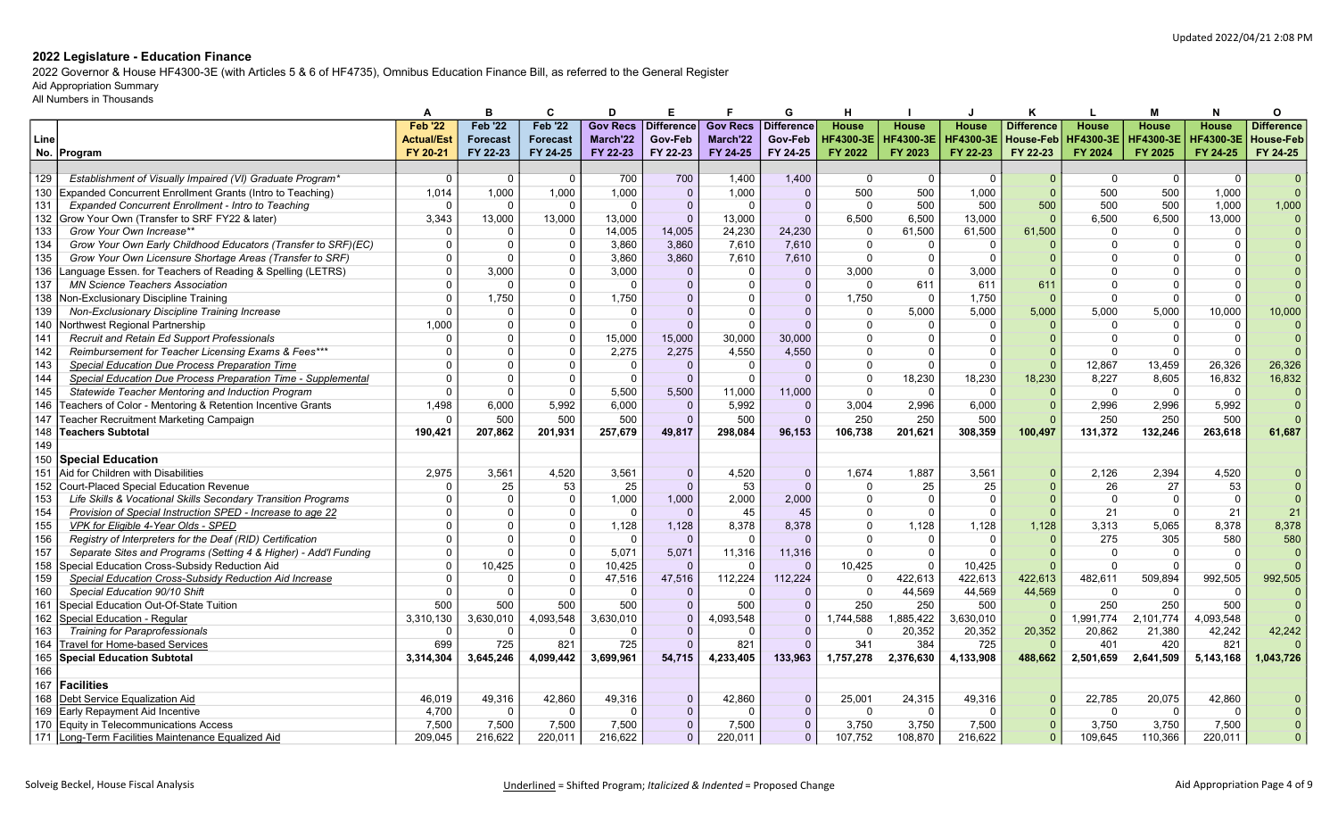## 2022 Legislature - Education Finance

2022 Governor & House HF4300-3E (with Articles 5 & 6 of HF4735), Omnibus Education Finance Bill, as referred to the General Register
Aid Appropriation Summary
All Numbers in Thousands

Updated 2022/04/21 2:08 PM

| | | A | B | C | D | E | F | G | H | I | J | K | L | M | N | O |
|---|---|---|---|---|---|---|---|---|---|---|---|---|---|---|---|---|
| Line No. | Program | Feb '22 Actual/Est FY 20-21 | Feb '22 Forecast FY 22-23 | Feb '22 Forecast FY 24-25 | Gov Recs March'22 FY 22-23 | Difference Gov-Feb FY 22-23 | Gov Recs March'22 FY 24-25 | Difference Gov-Feb FY 24-25 | House HF4300-3E FY 2022 | House HF4300-3E FY 2023 | House HF4300-3E FY 22-23 | Difference House-Feb FY 22-23 | House HF4300-3E FY 2024 | House HF4300-3E FY 2025 | House HF4300-3E FY 24-25 | Difference House-Feb FY 24-25 |
| 129 | *Establishment of Visually Impaired (VI) Graduate Program** | 0 | 0 | 0 | 700 | 700 | 1,400 | 1,400 | 0 | 0 | 0 | 0 | 0 | 0 | 0 | 0 |
| 130 | Expanded Concurrent Enrollment Grants (Intro to Teaching) | 1,014 | 1,000 | 1,000 | 1,000 | 0 | 1,000 | 0 | 500 | 500 | 1,000 | 0 | 500 | 500 | 1,000 | 0 |
| 131 | *Expanded Concurrent Enrollment - Intro to Teaching* | 0 | 0 | 0 | 0 | 0 | 0 | 0 | 0 | 500 | 500 | 500 | 500 | 500 | 1,000 | 1,000 |
| 132 | Grow Your Own (Transfer to SRF FY22 & later) | 3,343 | 13,000 | 13,000 | 13,000 | 0 | 13,000 | 0 | 6,500 | 6,500 | 13,000 | 0 | 6,500 | 6,500 | 13,000 | 0 |
| 133 | *Grow Your Own Increase*** | 0 | 0 | 0 | 14,005 | 14,005 | 24,230 | 24,230 | 0 | 61,500 | 61,500 | 61,500 | 0 | 0 | 0 | 0 |
| 134 | *Grow Your Own Early Childhood Educators (Transfer to SRF)(EC)* | 0 | 0 | 0 | 3,860 | 3,860 | 7,610 | 7,610 | 0 | 0 | 0 | 0 | 0 | 0 | 0 | 0 |
| 135 | *Grow Your Own Licensure Shortage Areas (Transfer to SRF)* | 0 | 0 | 0 | 3,860 | 3,860 | 7,610 | 7,610 | 0 | 0 | 0 | 0 | 0 | 0 | 0 | 0 |
| 136 | Language Essen. for Teachers of Reading & Spelling (LETRS) | 0 | 3,000 | 0 | 3,000 | 0 | 0 | 0 | 3,000 | 0 | 3,000 | 0 | 0 | 0 | 0 | 0 |
| 137 | *MN Science Teachers Association* | 0 | 0 | 0 | 0 | 0 | 0 | 0 | 0 | 611 | 611 | 611 | 0 | 0 | 0 | 0 |
| 138 | Non-Exclusionary Discipline Training | 0 | 1,750 | 0 | 1,750 | 0 | 0 | 0 | 1,750 | 0 | 1,750 | 0 | 0 | 0 | 0 | 0 |
| 139 | *Non-Exclusionary Discipline Training Increase* | 0 | 0 | 0 | 0 | 0 | 0 | 0 | 0 | 5,000 | 5,000 | 5,000 | 5,000 | 5,000 | 10,000 | 10,000 |
| 140 | Northwest Regional Partnership | 1,000 | 0 | 0 | 0 | 0 | 0 | 0 | 0 | 0 | 0 | 0 | 0 | 0 | 0 | 0 |
| 141 | *Recruit and Retain Ed Support Professionals* | 0 | 0 | 0 | 15,000 | 15,000 | 30,000 | 30,000 | 0 | 0 | 0 | 0 | 0 | 0 | 0 | 0 |
| 142 | *Reimbursement for Teacher Licensing Exams & Fees**** | 0 | 0 | 0 | 2,275 | 2,275 | 4,550 | 4,550 | 0 | 0 | 0 | 0 | 0 | 0 | 0 | 0 |
| 143 | <u>*Special Education Due Process Preparation Time*</u> | 0 | 0 | 0 | 0 | 0 | 0 | 0 | 0 | 0 | 0 | 0 | 12,867 | 13,459 | 26,326 | 26,326 |
| 144 | <u>*Special Education Due Process Preparation Time - Supplemental*</u> | 0 | 0 | 0 | 0 | 0 | 0 | 0 | 0 | 18,230 | 18,230 | 18,230 | 8,227 | 8,605 | 16,832 | 16,832 |
| 145 | *Statewide Teacher Mentoring and Induction Program* | 0 | 0 | 0 | 5,500 | 5,500 | 11,000 | 11,000 | 0 | 0 | 0 | 0 | 0 | 0 | 0 | 0 |
| 146 | Teachers of Color - Mentoring & Retention Incentive Grants | 1,498 | 6,000 | 5,992 | 6,000 | 0 | 5,992 | 0 | 3,004 | 2,996 | 6,000 | 0 | 2,996 | 2,996 | 5,992 | 0 |
| 147 | Teacher Recruitment Marketing Campaign | 0 | 500 | 500 | 500 | 0 | 500 | 0 | 250 | 250 | 500 | 0 | 250 | 250 | 500 | 0 |
| 148 | **Teachers Subtotal** | **190,421** | **207,862** | **201,931** | **257,679** | **49,817** | **298,084** | **96,153** | **106,738** | **201,621** | **308,359** | **100,497** | **131,372** | **132,246** | **263,618** | **61,687** |
| 149 | | | | | | | | | | | | | | | | |
| 150 | **Special Education** | | | | | | | | | | | | | | | |
| 151 | Aid for Children with Disabilities | 2,975 | 3,561 | 4,520 | 3,561 | 0 | 4,520 | 0 | 1,674 | 1,887 | 3,561 | 0 | 2,126 | 2,394 | 4,520 | 0 |
| 152 | Court-Placed Special Education Revenue | 0 | 25 | 53 | 25 | 0 | 53 | 0 | 0 | 25 | 25 | 0 | 26 | 27 | 53 | 0 |
| 153 | *Life Skills & Vocational Skills Secondary Transition Programs* | 0 | 0 | 0 | 1,000 | 1,000 | 2,000 | 2,000 | 0 | 0 | 0 | 0 | 0 | 0 | 0 | 0 |
| 154 | *Provision of Special Instruction SPED - Increase to age 22* | 0 | 0 | 0 | 0 | 0 | 45 | 45 | 0 | 0 | 0 | 0 | 21 | 0 | 21 | 21 |
| 155 | <u>*VPK for Eligible 4-Year Olds - SPED*</u> | 0 | 0 | 0 | 1,128 | 1,128 | 8,378 | 8,378 | 0 | 1,128 | 1,128 | 1,128 | 3,313 | 5,065 | 8,378 | 8,378 |
| 156 | *Registry of Interpreters for the Deaf (RID) Certification* | 0 | 0 | 0 | 0 | 0 | 0 | 0 | 0 | 0 | 0 | 0 | 275 | 305 | 580 | 580 |
| 157 | *Separate Sites and Programs (Setting 4 & Higher) - Add'l Funding* | 0 | 0 | 0 | 5,071 | 5,071 | 11,316 | 11,316 | 0 | 0 | 0 | 0 | 0 | 0 | 0 | 0 |
| 158 | Special Education Cross-Subsidy Reduction Aid | 0 | 10,425 | 0 | 10,425 | 0 | 0 | 0 | 10,425 | 0 | 10,425 | 0 | 0 | 0 | 0 | 0 |
| 159 | <u>*Special Education Cross-Subsidy Reduction Aid Increase*</u> | 0 | 0 | 0 | 47,516 | 47,516 | 112,224 | 112,224 | 0 | 422,613 | 422,613 | 422,613 | 482,611 | 509,894 | 992,505 | 992,505 |
| 160 | *Special Education 90/10 Shift* | 0 | 0 | 0 | 0 | 0 | 0 | 0 | 0 | 44,569 | 44,569 | 44,569 | 0 | 0 | 0 | 0 |
| 161 | Special Education Out-Of-State Tuition | 500 | 500 | 500 | 500 | 0 | 500 | 0 | 250 | 250 | 500 | 0 | 250 | 250 | 500 | 0 |
| 162 | <u>Special Education - Regular</u> | 3,310,130 | 3,630,010 | 4,093,548 | 3,630,010 | 0 | 4,093,548 | 0 | 1,744,588 | 1,885,422 | 3,630,010 | 0 | 1,991,774 | 2,101,774 | 4,093,548 | 0 |
| 163 | *Training for Paraprofessionals* | 0 | 0 | 0 | 0 | 0 | 0 | 0 | 0 | 20,352 | 20,352 | 20,352 | 20,862 | 21,380 | 42,242 | 42,242 |
| 164 | <u>Travel for Home-based Services</u> | 699 | 725 | 821 | 725 | 0 | 821 | 0 | 341 | 384 | 725 | 0 | 401 | 420 | 821 | 0 |
| 165 | **Special Education Subtotal** | **3,314,304** | **3,645,246** | **4,099,442** | **3,699,961** | **54,715** | **4,233,405** | **133,963** | **1,757,278** | **2,376,630** | **4,133,908** | **488,662** | **2,501,659** | **2,641,509** | **5,143,168** | **1,043,726** |
| 166 | | | | | | | | | | | | | | | | |
| 167 | **Facilities** | | | | | | | | | | | | | | | |
| 168 | <u>Debt Service Equalization Aid</u> | 46,019 | 49,316 | 42,860 | 49,316 | 0 | 42,860 | 0 | 25,001 | 24,315 | 49,316 | 0 | 22,785 | 20,075 | 42,860 | 0 |
| 169 | Early Repayment Aid Incentive | 4,700 | 0 | 0 | 0 | 0 | 0 | 0 | 0 | 0 | 0 | 0 | 0 | 0 | 0 | 0 |
| 170 | Equity in Telecommunications Access | 7,500 | 7,500 | 7,500 | 7,500 | 0 | 7,500 | 0 | 3,750 | 3,750 | 7,500 | 0 | 3,750 | 3,750 | 7,500 | 0 |
| 171 | <u>Long-Term Facilities Maintenance Equalized Aid</u> | 209,045 | 216,622 | 220,011 | 216,622 | 0 | 220,011 | 0 | 107,752 | 108,870 | 216,622 | 0 | 109,645 | 110,366 | 220,011 | 0 |

Solveig Beckel, House Fiscal Analysis

<u>Underlined</u> = Shifted Program; *Italicized & Indented* = Proposed Change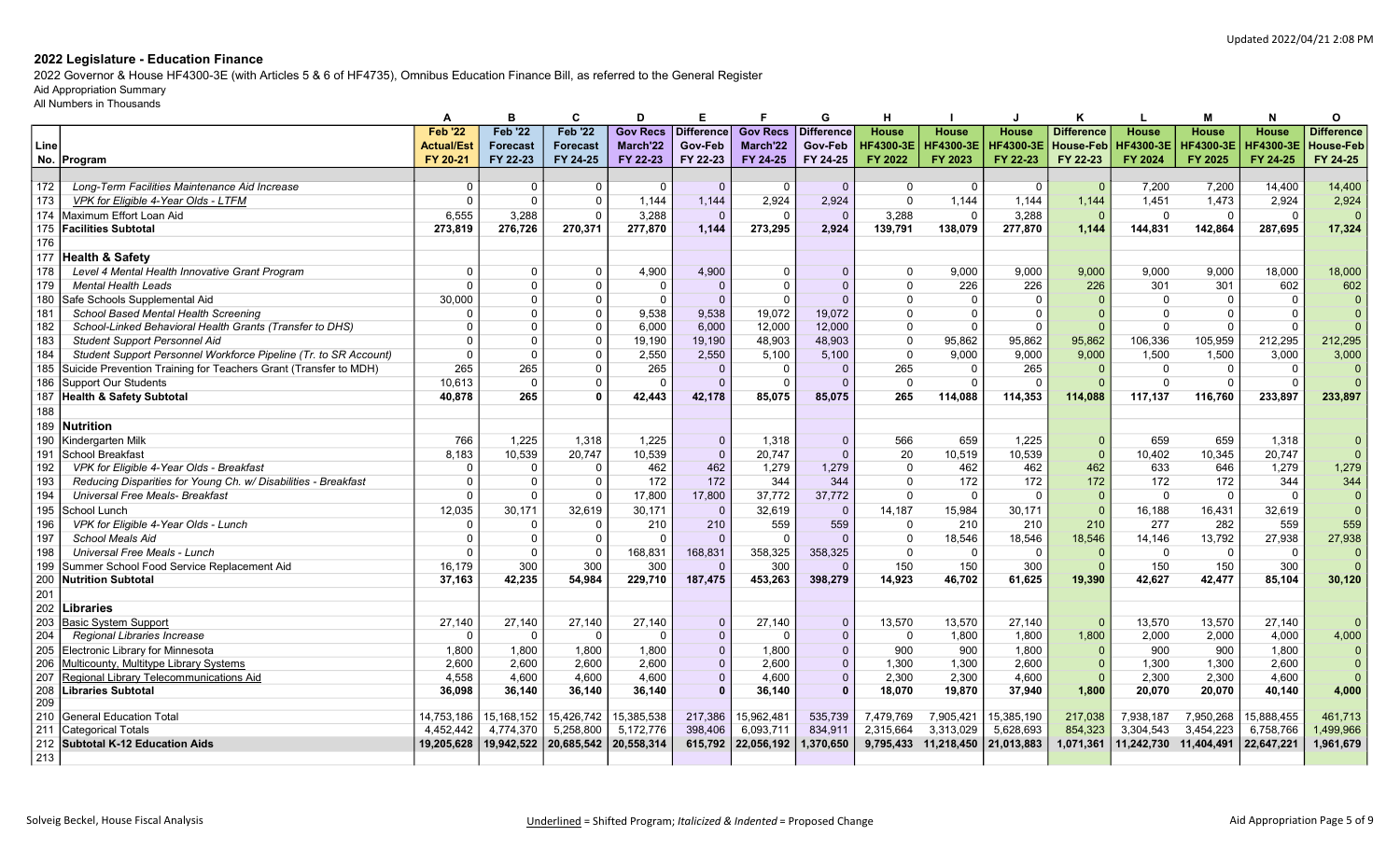## 2022 Legislature - Education Finance

2022 Governor & House HF4300-3E (with Articles 5 & 6 of HF4735), Omnibus Education Finance Bill, as referred to the General Register

Aid Appropriation Summary

All Numbers in Thousands

| | | A | B | C | D | E | F | G | H | I | J | K | L | M | N | O |
|---|---|---|---|---|---|---|---|---|---|---|---|---|---|---|---|---|
| Line No. | Program | Feb '22 Actual/Est FY 20-21 | Feb '22 Forecast FY 22-23 | Feb '22 Forecast FY 24-25 | Gov Recs March'22 FY 22-23 | Difference Gov-Feb FY 22-23 | Gov Recs March'22 FY 24-25 | Difference Gov-Feb FY 24-25 | House HF4300-3E FY 2022 | House HF4300-3E FY 2023 | House HF4300-3E FY 22-23 | Difference House-Feb FY 22-23 | House HF4300-3E FY 2024 | House HF4300-3E FY 2025 | House HF4300-3E FY 24-25 | Difference House-Feb FY 24-25 |
| 172 | *Long-Term Facilities Maintenance Aid Increase* | 0 | 0 | 0 | 0 | 0 | 0 | 0 | 0 | 0 | 0 | 0 | 7,200 | 7,200 | 14,400 | 14,400 |
| 173 | *VPK for Eligible 4-Year Olds - LTFM* | 0 | 0 | 0 | 1,144 | 1,144 | 2,924 | 2,924 | 0 | 1,144 | 1,144 | 1,144 | 1,451 | 1,473 | 2,924 | 2,924 |
| 174 | Maximum Effort Loan Aid | 6,555 | 3,288 | 0 | 3,288 | 0 | 0 | 0 | 3,288 | 0 | 3,288 | 0 | 0 | 0 | 0 | 0 |
| 175 | **Facilities Subtotal** | **273,819** | **276,726** | **270,371** | **277,870** | **1,144** | **273,295** | **2,924** | **139,791** | **138,079** | **277,870** | **1,144** | **144,831** | **142,864** | **287,695** | **17,324** |
| 176 | | | | | | | | | | | | | | | | |
| 177 | **Health & Safety** | | | | | | | | | | | | | | | |
| 178 | *Level 4 Mental Health Innovative Grant Program* | 0 | 0 | 0 | 4,900 | 4,900 | 0 | 0 | 0 | 9,000 | 9,000 | 9,000 | 9,000 | 9,000 | 18,000 | 18,000 |
| 179 | *Mental Health Leads* | 0 | 0 | 0 | 0 | 0 | 0 | 0 | 0 | 226 | 226 | 226 | 301 | 301 | 602 | 602 |
| 180 | Safe Schools Supplemental Aid | 30,000 | 0 | 0 | 0 | 0 | 0 | 0 | 0 | 0 | 0 | 0 | 0 | 0 | 0 | 0 |
| 181 | *School Based Mental Health Screening* | 0 | 0 | 0 | 9,538 | 9,538 | 19,072 | 19,072 | 0 | 0 | 0 | 0 | 0 | 0 | 0 | 0 |
| 182 | *School-Linked Behavioral Health Grants (Transfer to DHS)* | 0 | 0 | 0 | 6,000 | 6,000 | 12,000 | 12,000 | 0 | 0 | 0 | 0 | 0 | 0 | 0 | 0 |
| 183 | *Student Support Personnel Aid* | 0 | 0 | 0 | 19,190 | 19,190 | 48,903 | 48,903 | 0 | 95,862 | 95,862 | 95,862 | 106,336 | 105,959 | 212,295 | 212,295 |
| 184 | *Student Support Personnel Workforce Pipeline (Tr. to SR Account)* | 0 | 0 | 0 | 2,550 | 2,550 | 5,100 | 5,100 | 0 | 9,000 | 9,000 | 9,000 | 1,500 | 1,500 | 3,000 | 3,000 |
| 185 | Suicide Prevention Training for Teachers Grant (Transfer to MDH) | 265 | 265 | 0 | 265 | 0 | 0 | 0 | 265 | 0 | 265 | 0 | 0 | 0 | 0 | 0 |
| 186 | Support Our Students | 10,613 | 0 | 0 | 0 | 0 | 0 | 0 | 0 | 0 | 0 | 0 | 0 | 0 | 0 | 0 |
| 187 | **Health & Safety Subtotal** | **40,878** | **265** | **0** | **42,443** | **42,178** | **85,075** | **85,075** | **265** | **114,088** | **114,353** | **114,088** | **117,137** | **116,760** | **233,897** | **233,897** |
| 188 | | | | | | | | | | | | | | | | |
| 189 | **Nutrition** | | | | | | | | | | | | | | | |
| 190 | Kindergarten Milk | 766 | 1,225 | 1,318 | 1,225 | 0 | 1,318 | 0 | 566 | 659 | 1,225 | 0 | 659 | 659 | 1,318 | 0 |
| 191 | School Breakfast | 8,183 | 10,539 | 20,747 | 10,539 | 0 | 20,747 | 0 | 20 | 10,519 | 10,539 | 0 | 10,402 | 10,345 | 20,747 | 0 |
| 192 | *VPK for Eligible 4-Year Olds - Breakfast* | 0 | 0 | 0 | 462 | 462 | 1,279 | 1,279 | 0 | 462 | 462 | 462 | 633 | 646 | 1,279 | 1,279 |
| 193 | *Reducing Disparities for Young Ch. w/ Disabilities - Breakfast* | 0 | 0 | 0 | 172 | 172 | 344 | 344 | 0 | 172 | 172 | 172 | 172 | 172 | 344 | 344 |
| 194 | *Universal Free Meals- Breakfast* | 0 | 0 | 0 | 17,800 | 17,800 | 37,772 | 37,772 | 0 | 0 | 0 | 0 | 0 | 0 | 0 | 0 |
| 195 | School Lunch | 12,035 | 30,171 | 32,619 | 30,171 | 0 | 32,619 | 0 | 14,187 | 15,984 | 30,171 | 0 | 16,188 | 16,431 | 32,619 | 0 |
| 196 | *VPK for Eligible 4-Year Olds - Lunch* | 0 | 0 | 0 | 210 | 210 | 559 | 559 | 0 | 210 | 210 | 210 | 277 | 282 | 559 | 559 |
| 197 | *School Meals Aid* | 0 | 0 | 0 | 0 | 0 | 0 | 0 | 0 | 18,546 | 18,546 | 18,546 | 14,146 | 13,792 | 27,938 | 27,938 |
| 198 | *Universal Free Meals - Lunch* | 0 | 0 | 0 | 168,831 | 168,831 | 358,325 | 358,325 | 0 | 0 | 0 | 0 | 0 | 0 | 0 | 0 |
| 199 | Summer School Food Service Replacement Aid | 16,179 | 300 | 300 | 300 | 0 | 300 | 0 | 150 | 150 | 300 | 0 | 150 | 150 | 300 | 0 |
| 200 | **Nutrition Subtotal** | **37,163** | **42,235** | **54,984** | **229,710** | **187,475** | **453,263** | **398,279** | **14,923** | **46,702** | **61,625** | **19,390** | **42,627** | **42,477** | **85,104** | **30,120** |
| 201 | | | | | | | | | | | | | | | | |
| 202 | **Libraries** | | | | | | | | | | | | | | | |
| 203 | Basic System Support | 27,140 | 27,140 | 27,140 | 27,140 | 0 | 27,140 | 0 | 13,570 | 13,570 | 27,140 | 0 | 13,570 | 13,570 | 27,140 | 0 |
| 204 | *Regional Libraries Increase* | 0 | 0 | 0 | 0 | 0 | 0 | 0 | 0 | 1,800 | 1,800 | 1,800 | 2,000 | 2,000 | 4,000 | 4,000 |
| 205 | Electronic Library for Minnesota | 1,800 | 1,800 | 1,800 | 1,800 | 0 | 1,800 | 0 | 900 | 900 | 1,800 | 0 | 900 | 900 | 1,800 | 0 |
| 206 | Multicounty, Multitype Library Systems | 2,600 | 2,600 | 2,600 | 2,600 | 0 | 2,600 | 0 | 1,300 | 1,300 | 2,600 | 0 | 1,300 | 1,300 | 2,600 | 0 |
| 207 | Regional Library Telecommunications Aid | 4,558 | 4,600 | 4,600 | 4,600 | 0 | 4,600 | 0 | 2,300 | 2,300 | 4,600 | 0 | 2,300 | 2,300 | 4,600 | 0 |
| 208 | **Libraries Subtotal** | **36,098** | **36,140** | **36,140** | **36,140** | **0** | **36,140** | **0** | **18,070** | **19,870** | **37,940** | **1,800** | **20,070** | **20,070** | **40,140** | **4,000** |
| 209 | | | | | | | | | | | | | | | | |
| 210 | General Education Total | 14,753,186 | 15,168,152 | 15,426,742 | 15,385,538 | 217,386 | 15,962,481 | 535,739 | 7,479,769 | 7,905,421 | 15,385,190 | 217,038 | 7,938,187 | 7,950,268 | 15,888,455 | 461,713 |
| 211 | Categorical Totals | 4,452,442 | 4,774,370 | 5,258,800 | 5,172,776 | 398,406 | 6,093,711 | 834,911 | 2,315,664 | 3,313,029 | 5,628,693 | 854,323 | 3,304,543 | 3,454,223 | 6,758,766 | 1,499,966 |
| 212 | **Subtotal K-12 Education Aids** | **19,205,628** | **19,942,522** | **20,685,542** | **20,558,314** | **615,792** | **22,056,192** | **1,370,650** | **9,795,433** | **11,218,450** | **21,013,883** | **1,071,361** | **11,242,730** | **11,404,491** | **22,647,221** | **1,961,679** |
| 213 | | | | | | | | | | | | | | | | |

Underlined = Shifted Program; *Italicized & Indented* = Proposed Change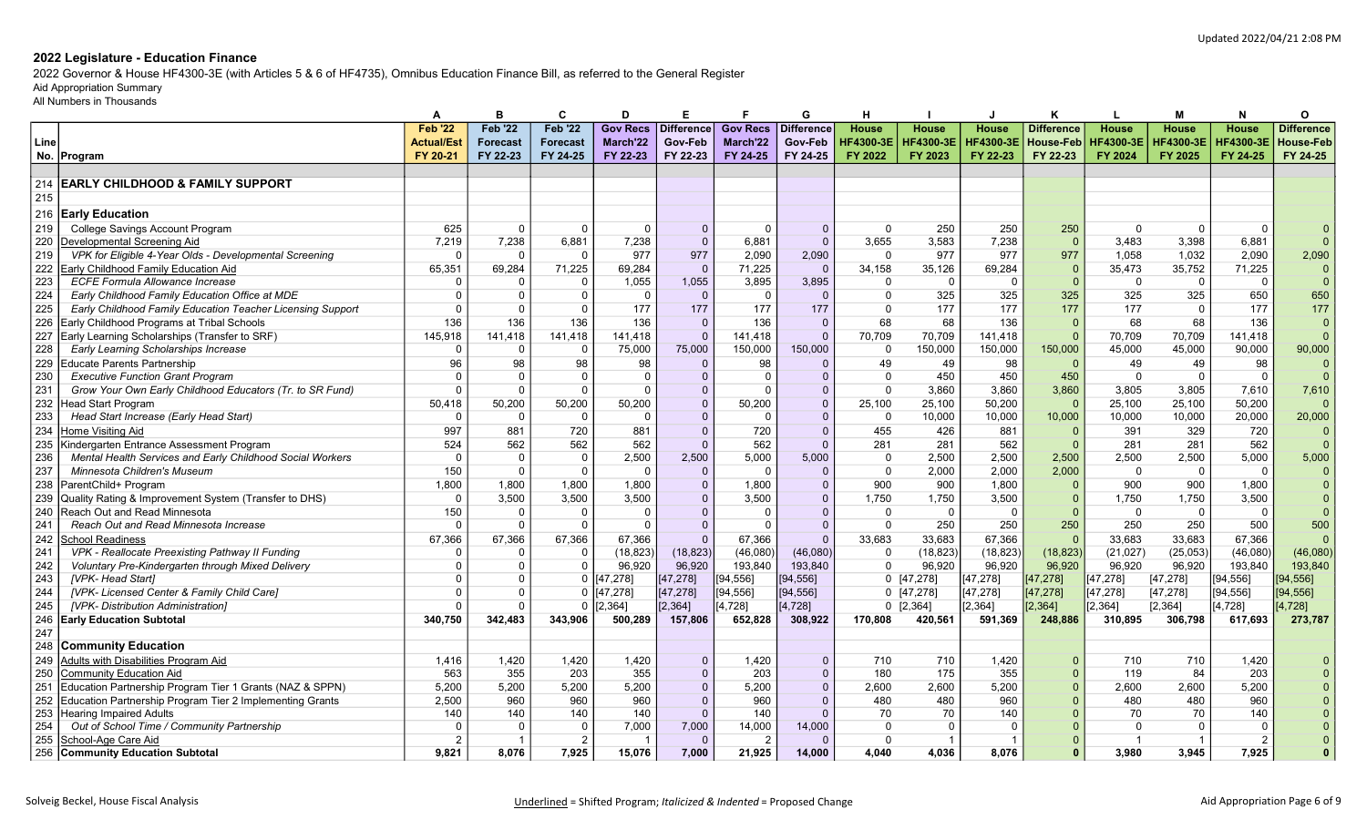## 2022 Legislature - Education Finance

2022 Governor & House HF4300-3E (with Articles 5 & 6 of HF4735), Omnibus Education Finance Bill, as referred to the General Register

Aid Appropriation Summary

All Numbers in Thousands

Updated 2022/04/21 2:08 PM

| | | A | B | C | D | E | F | G | H | I | J | K | L | M | N | O |
|---|---|---|---|---|---|---|---|---|---|---|---|---|---|---|---|---|
| Line No. | Program | Feb '22 Actual/Est FY 20-21 | Feb '22 Forecast FY 22-23 | Feb '22 Forecast FY 24-25 | Gov Recs March'22 FY 22-23 | Difference Gov-Feb FY 22-23 | Gov Recs March'22 FY 24-25 | Difference Gov-Feb FY 24-25 | House HF4300-3E FY 2022 | House HF4300-3E FY 2023 | House HF4300-3E FY 22-23 | Difference House-Feb FY 22-23 | House HF4300-3E FY 2024 | House HF4300-3E FY 2025 | House HF4300-3E FY 24-25 | Difference House-Feb FY 24-25 |
| 214 | **EARLY CHILDHOOD & FAMILY SUPPORT** | | | | | | | | | | | | | | | |
| 215 | | | | | | | | | | | | | | | | |
| 216 | **Early Education** | | | | | | | | | | | | | | | |
| 219 | College Savings Account Program | 625 | 0 | 0 | 0 | 0 | 0 | 0 | 0 | 250 | 250 | 250 | 0 | 0 | 0 | 0 |
| 220 | Developmental Screening Aid | 7,219 | 7,238 | 6,881 | 7,238 | 0 | 6,881 | 0 | 3,655 | 3,583 | 7,238 | 0 | 3,483 | 3,398 | 6,881 | 0 |
| 219 | *VPK for Eligible 4-Year Olds - Developmental Screening* | 0 | 0 | 0 | 977 | 977 | 2,090 | 2,090 | 0 | 977 | 977 | 977 | 1,058 | 1,032 | 2,090 | 2,090 |
| 222 | Early Childhood Family Education Aid | 65,351 | 69,284 | 71,225 | 69,284 | 0 | 71,225 | 0 | 34,158 | 35,126 | 69,284 | 0 | 35,473 | 35,752 | 71,225 | 0 |
| 223 | *ECFE Formula Allowance Increase* | 0 | 0 | 0 | 1,055 | 1,055 | 3,895 | 3,895 | 0 | 0 | 0 | 0 | 0 | 0 | 0 | 0 |
| 224 | *Early Childhood Family Education Office at MDE* | 0 | 0 | 0 | 0 | 0 | 0 | 0 | 0 | 325 | 325 | 325 | 325 | 325 | 650 | 650 |
| 225 | *Early Childhood Family Education Teacher Licensing Support* | 0 | 0 | 0 | 177 | 177 | 177 | 177 | 0 | 177 | 177 | 177 | 177 | 0 | 177 | 177 |
| 226 | Early Childhood Programs at Tribal Schools | 136 | 136 | 136 | 136 | 0 | 136 | 0 | 68 | 68 | 136 | 0 | 68 | 68 | 136 | 0 |
| 227 | Early Learning Scholarships (Transfer to SRF) | 145,918 | 141,418 | 141,418 | 141,418 | 0 | 141,418 | 0 | 70,709 | 70,709 | 141,418 | 0 | 70,709 | 70,709 | 141,418 | 0 |
| 228 | *Early Learning Scholarships Increase* | 0 | 0 | 0 | 75,000 | 75,000 | 150,000 | 150,000 | 0 | 150,000 | 150,000 | 150,000 | 45,000 | 45,000 | 90,000 | 90,000 |
| 229 | Educate Parents Partnership | 96 | 98 | 98 | 98 | 0 | 98 | 0 | 49 | 49 | 98 | 0 | 49 | 49 | 98 | 0 |
| 230 | *Executive Function Grant Program* | 0 | 0 | 0 | 0 | 0 | 0 | 0 | 0 | 450 | 450 | 450 | 0 | 0 | 0 | 0 |
| 231 | *Grow Your Own Early Childhood Educators (Tr. to SR Fund)* | 0 | 0 | 0 | 0 | 0 | 0 | 0 | 0 | 3,860 | 3,860 | 3,860 | 3,805 | 3,805 | 7,610 | 7,610 |
| 232 | Head Start Program | 50,418 | 50,200 | 50,200 | 50,200 | 0 | 50,200 | 0 | 25,100 | 25,100 | 50,200 | 0 | 25,100 | 25,100 | 50,200 | 0 |
| 233 | *Head Start Increase (Early Head Start)* | 0 | 0 | 0 | 0 | 0 | 0 | 0 | 0 | 10,000 | 10,000 | 10,000 | 10,000 | 10,000 | 20,000 | 20,000 |
| 234 | Home Visiting Aid | 997 | 881 | 720 | 881 | 0 | 720 | 0 | 455 | 426 | 881 | 0 | 391 | 329 | 720 | 0 |
| 235 | Kindergarten Entrance Assessment Program | 524 | 562 | 562 | 562 | 0 | 562 | 0 | 281 | 281 | 562 | 0 | 281 | 281 | 562 | 0 |
| 236 | *Mental Health Services and Early Childhood Social Workers* | 0 | 0 | 0 | 2,500 | 2,500 | 5,000 | 5,000 | 0 | 2,500 | 2,500 | 2,500 | 2,500 | 2,500 | 5,000 | 5,000 |
| 237 | *Minnesota Children's Museum* | 150 | 0 | 0 | 0 | 0 | 0 | 0 | 0 | 2,000 | 2,000 | 2,000 | 0 | 0 | 0 | 0 |
| 238 | ParentChild+ Program | 1,800 | 1,800 | 1,800 | 1,800 | 0 | 1,800 | 0 | 900 | 900 | 1,800 | 0 | 900 | 900 | 1,800 | 0 |
| 239 | Quality Rating & Improvement System (Transfer to DHS) | 0 | 3,500 | 3,500 | 3,500 | 0 | 3,500 | 0 | 1,750 | 1,750 | 3,500 | 0 | 1,750 | 1,750 | 3,500 | 0 |
| 240 | Reach Out and Read Minnesota | 150 | 0 | 0 | 0 | 0 | 0 | 0 | 0 | 0 | 0 | 0 | 0 | 0 | 0 | 0 |
| 241 | *Reach Out and Read Minnesota Increase* | 0 | 0 | 0 | 0 | 0 | 0 | 0 | 0 | 250 | 250 | 250 | 250 | 250 | 500 | 500 |
| 242 | School Readiness | 67,366 | 67,366 | 67,366 | 67,366 | 0 | 67,366 | 0 | 33,683 | 33,683 | 67,366 | 0 | 33,683 | 33,683 | 67,366 | 0 |
| 241 | *VPK - Reallocate Preexisting Pathway II Funding* | 0 | 0 | 0 | (18,823) | (18,823) | (46,080) | (46,080) | 0 | (18,823) | (18,823) | (18,823) | (21,027) | (25,053) | (46,080) | (46,080) |
| 242 | *Voluntary Pre-Kindergarten through Mixed Delivery* | 0 | 0 | 0 | 96,920 | 96,920 | 193,840 | 193,840 | 0 | 96,920 | 96,920 | 96,920 | 96,920 | 96,920 | 193,840 | 193,840 |
| 243 | *[VPK- Head Start]* | 0 | 0 | 0 | [47,278] | [47,278] | [94,556] | [94,556] | 0 | [47,278] | [47,278] | [47,278] | [47,278] | [47,278] | [94,556] | [94,556] |
| 244 | *[VPK- Licensed Center & Family Child Care]* | 0 | 0 | 0 | [47,278] | [47,278] | [94,556] | [94,556] | 0 | [47,278] | [47,278] | [47,278] | [47,278] | [47,278] | [94,556] | [94,556] |
| 245 | *[VPK- Distribution Administration]* | 0 | 0 | 0 | [2,364] | [2,364] | [4,728] | [4,728] | 0 | [2,364] | [2,364] | [2,364] | [2,364] | [2,364] | [4,728] | [4,728] |
| 246 | **Early Education Subtotal** | **340,750** | **342,483** | **343,906** | **500,289** | **157,806** | **652,828** | **308,922** | **170,808** | **420,561** | **591,369** | **248,886** | **310,895** | **306,798** | **617,693** | **273,787** |
| 247 | | | | | | | | | | | | | | | | |
| 248 | **Community Education** | | | | | | | | | | | | | | | |
| 249 | Adults with Disabilities Program Aid | 1,416 | 1,420 | 1,420 | 1,420 | 0 | 1,420 | 0 | 710 | 710 | 1,420 | 0 | 710 | 710 | 1,420 | 0 |
| 250 | Community Education Aid | 563 | 355 | 203 | 355 | 0 | 203 | 0 | 180 | 175 | 355 | 0 | 119 | 84 | 203 | 0 |
| 251 | Education Partnership Program Tier 1 Grants (NAZ & SPPN) | 5,200 | 5,200 | 5,200 | 5,200 | 0 | 5,200 | 0 | 2,600 | 2,600 | 5,200 | 0 | 2,600 | 2,600 | 5,200 | 0 |
| 252 | Education Partnership Program Tier 2 Implementing Grants | 2,500 | 960 | 960 | 960 | 0 | 960 | 0 | 480 | 480 | 960 | 0 | 480 | 480 | 960 | 0 |
| 253 | Hearing Impaired Adults | 140 | 140 | 140 | 140 | 0 | 140 | 0 | 70 | 70 | 140 | 0 | 70 | 70 | 140 | 0 |
| 254 | *Out of School Time / Community Partnership* | 0 | 0 | 0 | 7,000 | 7,000 | 14,000 | 14,000 | 0 | 0 | 0 | 0 | 0 | 0 | 0 | 0 |
| 255 | School-Age Care Aid | 2 | 1 | 2 | 1 | 0 | 2 | 0 | 0 | 1 | 1 | 0 | 1 | 1 | 2 | 0 |
| 256 | **Community Education Subtotal** | **9,821** | **8,076** | **7,925** | **15,076** | **7,000** | **21,925** | **14,000** | **4,040** | **4,036** | **8,076** | **0** | **3,980** | **3,945** | **7,925** | **0** |

Solveig Beckel, House Fiscal Analysis

Underlined = Shifted Program; *Italicized & Indented* = Proposed Change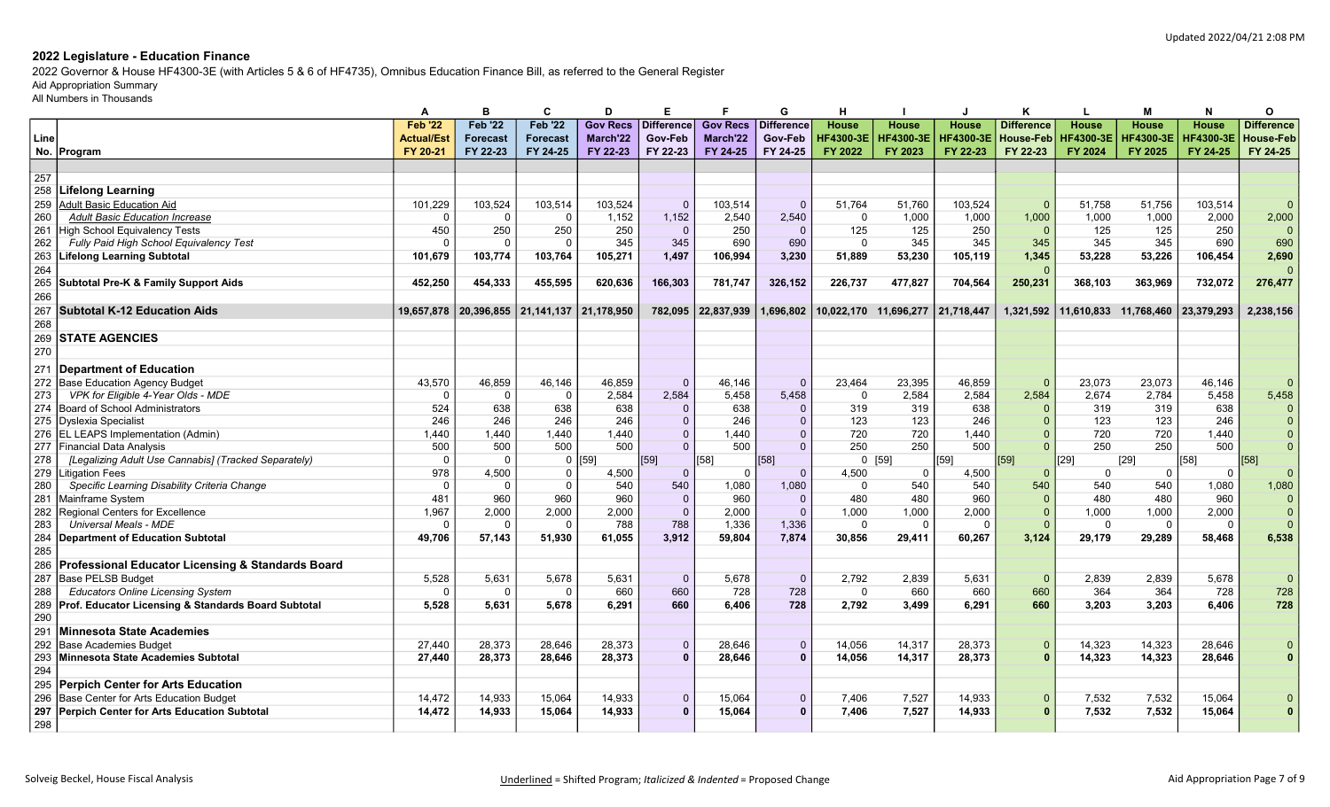## 2022 Legislature - Education Finance

2022 Governor & House HF4300-3E (with Articles 5 & 6 of HF4735), Omnibus Education Finance Bill, as referred to the General Register

Aid Appropriation Summary

All Numbers in Thousands

| Line No. | Program | A Feb '22 Actual/Est FY 20-21 | B Feb '22 Forecast FY 22-23 | C Feb '22 Forecast FY 24-25 | D Gov Recs March'22 FY 22-23 | E Difference Gov-Feb FY 22-23 | F Gov Recs March'22 FY 24-25 | G Difference Gov-Feb FY 24-25 | H House HF4300-3E FY 2022 | I House HF4300-3E FY 2023 | J House HF4300-3E FY 22-23 | K Difference House-Feb FY 22-23 | L House HF4300-3E FY 2024 | M House HF4300-3E FY 2025 | N House HF4300-3E FY 24-25 | O Difference House-Feb FY 24-25 |
|---|---|---|---|---|---|---|---|---|---|---|---|---|---|---|---|---|
| 257 | | | | | | | | | | | | | | | | |
| 258 | **Lifelong Learning** | | | | | | | | | | | | | | | |
| 259 | Adult Basic Education Aid | 101,229 | 103,524 | 103,514 | 103,524 | 0 | 103,514 | 0 | 51,764 | 51,760 | 103,524 | 0 | 51,758 | 51,756 | 103,514 | 0 |
| 260 | *Adult Basic Education Increase* | 0 | 0 | 0 | 1,152 | 1,152 | 2,540 | 2,540 | 0 | 1,000 | 1,000 | 1,000 | 1,000 | 1,000 | 2,000 | 2,000 |
| 261 | High School Equivalency Tests | 450 | 250 | 250 | 250 | 0 | 250 | 0 | 125 | 125 | 250 | 0 | 125 | 125 | 250 | 0 |
| 262 | *Fully Paid High School Equivalency Test* | 0 | 0 | 0 | 345 | 345 | 690 | 690 | 0 | 345 | 345 | 345 | 345 | 345 | 690 | 690 |
| 263 | **Lifelong Learning Subtotal** | **101,679** | **103,774** | **103,764** | **105,271** | **1,497** | **106,994** | **3,230** | **51,889** | **53,230** | **105,119** | **1,345** | **53,228** | **53,226** | **106,454** | **2,690** |
| 264 | | | | | | | | | | | | 0 | | | | 0 |
| 265 | **Subtotal Pre-K & Family Support Aids** | **452,250** | **454,333** | **455,595** | **620,636** | **166,303** | **781,747** | **326,152** | **226,737** | **477,827** | **704,564** | **250,231** | **368,103** | **363,969** | **732,072** | **276,477** |
| 266 | | | | | | | | | | | | | | | | |
| 267 | **Subtotal K-12 Education Aids** | **19,657,878** | **20,396,855** | **21,141,137** | **21,178,950** | **782,095** | **22,837,939** | **1,696,802** | **10,022,170** | **11,696,277** | **21,718,447** | **1,321,592** | **11,610,833** | **11,768,460** | **23,379,293** | **2,238,156** |
| 268 | | | | | | | | | | | | | | | | |
| 269 | **STATE AGENCIES** | | | | | | | | | | | | | | | |
| 270 | | | | | | | | | | | | | | | | |
| 271 | **Department of Education** | | | | | | | | | | | | | | | |
| 272 | Base Education Agency Budget | 43,570 | 46,859 | 46,146 | 46,859 | 0 | 46,146 | 0 | 23,464 | 23,395 | 46,859 | 0 | 23,073 | 23,073 | 46,146 | 0 |
| 273 | *VPK for Eligible 4-Year Olds - MDE* | 0 | 0 | 0 | 2,584 | 2,584 | 5,458 | 5,458 | 0 | 2,584 | 2,584 | 2,584 | 2,674 | 2,784 | 5,458 | 5,458 |
| 274 | Board of School Administrators | 524 | 638 | 638 | 638 | 0 | 638 | 0 | 319 | 319 | 638 | 0 | 319 | 319 | 638 | 0 |
| 275 | Dyslexia Specialist | 246 | 246 | 246 | 246 | 0 | 246 | 0 | 123 | 123 | 246 | 0 | 123 | 123 | 246 | 0 |
| 276 | EL LEAPS Implementation (Admin) | 1,440 | 1,440 | 1,440 | 1,440 | 0 | 1,440 | 0 | 720 | 720 | 1,440 | 0 | 720 | 720 | 1,440 | 0 |
| 277 | Financial Data Analysis | 500 | 500 | 500 | 500 | 0 | 500 | 0 | 250 | 250 | 500 | 0 | 250 | 250 | 500 | 0 |
| 278 | *[Legalizing Adult Use Cannabis] (Tracked Separately)* | 0 | 0 | 0 | [59] | [59] | [58] | [58] | 0 | [59] | [59] | [59] | [29] | [29] | [58] | [58] |
| 279 | Litigation Fees | 978 | 4,500 | 0 | 4,500 | 0 | 0 | 0 | 4,500 | 0 | 4,500 | 0 | 0 | 0 | 0 | 0 |
| 280 | *Specific Learning Disability Criteria Change* | 0 | 0 | 0 | 540 | 540 | 1,080 | 1,080 | 0 | 540 | 540 | 540 | 540 | 540 | 1,080 | 1,080 |
| 281 | Mainframe System | 481 | 960 | 960 | 960 | 0 | 960 | 0 | 480 | 480 | 960 | 0 | 480 | 480 | 960 | 0 |
| 282 | Regional Centers for Excellence | 1,967 | 2,000 | 2,000 | 2,000 | 0 | 2,000 | 0 | 1,000 | 1,000 | 2,000 | 0 | 1,000 | 1,000 | 2,000 | 0 |
| 283 | *Universal Meals - MDE* | 0 | 0 | 0 | 788 | 788 | 1,336 | 1,336 | 0 | 0 | 0 | 0 | 0 | 0 | 0 | 0 |
| 284 | **Department of Education Subtotal** | **49,706** | **57,143** | **51,930** | **61,055** | **3,912** | **59,804** | **7,874** | **30,856** | **29,411** | **60,267** | **3,124** | **29,179** | **29,289** | **58,468** | **6,538** |
| 285 | | | | | | | | | | | | | | | | |
| 286 | **Professional Educator Licensing & Standards Board** | | | | | | | | | | | | | | | |
| 287 | Base PELSB Budget | 5,528 | 5,631 | 5,678 | 5,631 | 0 | 5,678 | 0 | 2,792 | 2,839 | 5,631 | 0 | 2,839 | 2,839 | 5,678 | 0 |
| 288 | *Educators Online Licensing System* | 0 | 0 | 0 | 660 | 660 | 728 | 728 | 0 | 660 | 660 | 660 | 364 | 364 | 728 | 728 |
| 289 | **Prof. Educator Licensing & Standards Board Subtotal** | **5,528** | **5,631** | **5,678** | **6,291** | **660** | **6,406** | **728** | **2,792** | **3,499** | **6,291** | **660** | **3,203** | **3,203** | **6,406** | **728** |
| 290 | | | | | | | | | | | | | | | | |
| 291 | **Minnesota State Academies** | | | | | | | | | | | | | | | |
| 292 | Base Academies Budget | 27,440 | 28,373 | 28,646 | 28,373 | 0 | 28,646 | 0 | 14,056 | 14,317 | 28,373 | 0 | 14,323 | 14,323 | 28,646 | 0 |
| 293 | **Minnesota State Academies Subtotal** | **27,440** | **28,373** | **28,646** | **28,373** | **0** | **28,646** | **0** | **14,056** | **14,317** | **28,373** | **0** | **14,323** | **14,323** | **28,646** | **0** |
| 294 | | | | | | | | | | | | | | | | |
| 295 | **Perpich Center for Arts Education** | | | | | | | | | | | | | | | |
| 296 | Base Center for Arts Education Budget | 14,472 | 14,933 | 15,064 | 14,933 | 0 | 15,064 | 0 | 7,406 | 7,527 | 14,933 | 0 | 7,532 | 7,532 | 15,064 | 0 |
| 297 | **Perpich Center for Arts Education Subtotal** | **14,472** | **14,933** | **15,064** | **14,933** | **0** | **15,064** | **0** | **7,406** | **7,527** | **14,933** | **0** | **7,532** | **7,532** | **15,064** | **0** |
| 298 | | | | | | | | | | | | | | | | |

Solveig Beckel, House Fiscal Analysis

Underlined = Shifted Program; *Italicized & Indented* = Proposed Change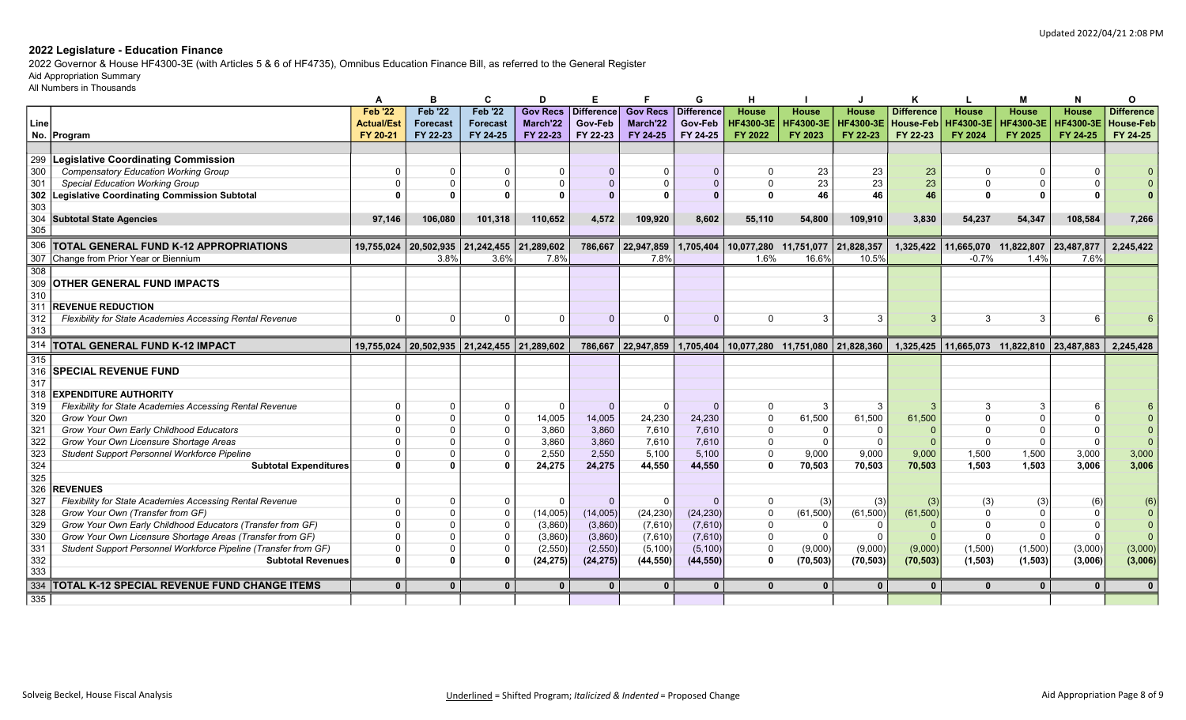## 2022 Legislature - Education Finance

2022 Governor & House HF4300-3E (with Articles 5 & 6 of HF4735), Omnibus Education Finance Bill, as referred to the General Register
Aid Appropriation Summary
All Numbers in Thousands

Updated 2022/04/21 2:08 PM

| | | A | B | C | D | E | F | G | H | I | J | K | L | M | N | O |
|---|---|---|---|---|---|---|---|---|---|---|---|---|---|---|---|---|
| Line No. | Program | Feb '22 Actual/Est FY 20-21 | Feb '22 Forecast FY 22-23 | Feb '22 Forecast FY 24-25 | Gov Recs March'22 FY 22-23 | Difference Gov-Feb FY 22-23 | Gov Recs March'22 FY 24-25 | Difference Gov-Feb FY 24-25 | House HF4300-3E FY 2022 | House HF4300-3E FY 2023 | House HF4300-3E FY 22-23 | Difference House-Feb FY 22-23 | House HF4300-3E FY 2024 | House HF4300-3E FY 2025 | House HF4300-3E FY 24-25 | Difference House-Feb FY 24-25 |
| 299 | **Legislative Coordinating Commission** | | | | | | | | | | | | | | | |
| 300 | *Compensatory Education Working Group* | 0 | 0 | 0 | 0 | 0 | 0 | 0 | 0 | 23 | 23 | 23 | 0 | 0 | 0 | 0 |
| 301 | *Special Education Working Group* | 0 | 0 | 0 | 0 | 0 | 0 | 0 | 0 | 23 | 23 | 23 | 0 | 0 | 0 | 0 |
| 302 | **Legislative Coordinating Commission Subtotal** | **0** | **0** | **0** | **0** | **0** | **0** | **0** | **0** | **46** | **46** | **46** | **0** | **0** | **0** | **0** |
| 303 | | | | | | | | | | | | | | | | |
| 304 | **Subtotal State Agencies** | **97,146** | **106,080** | **101,318** | **110,652** | **4,572** | **109,920** | **8,602** | **55,110** | **54,800** | **109,910** | **3,830** | **54,237** | **54,347** | **108,584** | **7,266** |
| 305 | | | | | | | | | | | | | | | | |
| 306 | **TOTAL GENERAL FUND K-12 APPROPRIATIONS** | **19,755,024** | **20,502,935** | **21,242,455** | **21,289,602** | **786,667** | **22,947,859** | **1,705,404** | **10,077,280** | **11,751,077** | **21,828,357** | **1,325,422** | **11,665,070** | **11,822,807** | **23,487,877** | **2,245,422** |
| 307 | Change from Prior Year or Biennium | | 3.8% | 3.6% | 7.8% | | 7.8% | | 1.6% | 16.6% | 10.5% | | -0.7% | 1.4% | 7.6% | |
| 308 | | | | | | | | | | | | | | | | |
| 309 | **OTHER GENERAL FUND IMPACTS** | | | | | | | | | | | | | | | |
| 310 | | | | | | | | | | | | | | | | |
| 311 | **REVENUE REDUCTION** | | | | | | | | | | | | | | | |
| 312 | *Flexibility for State Academies Accessing Rental Revenue* | 0 | 0 | 0 | 0 | 0 | 0 | 0 | 0 | 3 | 3 | 3 | 3 | 3 | 6 | 6 |
| 313 | | | | | | | | | | | | | | | | |
| 314 | **TOTAL GENERAL FUND K-12 IMPACT** | **19,755,024** | **20,502,935** | **21,242,455** | **21,289,602** | **786,667** | **22,947,859** | **1,705,404** | **10,077,280** | **11,751,080** | **21,828,360** | **1,325,425** | **11,665,073** | **11,822,810** | **23,487,883** | **2,245,428** |
| 315 | | | | | | | | | | | | | | | | |
| 316 | **SPECIAL REVENUE FUND** | | | | | | | | | | | | | | | |
| 317 | | | | | | | | | | | | | | | | |
| 318 | **EXPENDITURE AUTHORITY** | | | | | | | | | | | | | | | |
| 319 | *Flexibility for State Academies Accessing Rental Revenue* | 0 | 0 | 0 | 0 | 0 | 0 | 0 | 0 | 3 | 3 | 3 | 3 | 3 | 6 | 6 |
| 320 | *Grow Your Own* | 0 | 0 | 0 | 14,005 | 14,005 | 24,230 | 24,230 | 0 | 61,500 | 61,500 | 61,500 | 0 | 0 | 0 | 0 |
| 321 | *Grow Your Own Early Childhood Educators* | 0 | 0 | 0 | 3,860 | 3,860 | 7,610 | 7,610 | 0 | 0 | 0 | 0 | 0 | 0 | 0 | 0 |
| 322 | *Grow Your Own Licensure Shortage Areas* | 0 | 0 | 0 | 3,860 | 3,860 | 7,610 | 7,610 | 0 | 0 | 0 | 0 | 0 | 0 | 0 | 0 |
| 323 | *Student Support Personnel Workforce Pipeline* | 0 | 0 | 0 | 2,550 | 2,550 | 5,100 | 5,100 | 0 | 9,000 | 9,000 | 9,000 | 1,500 | 1,500 | 3,000 | 3,000 |
| 324 | **Subtotal Expenditures** | **0** | **0** | **0** | **24,275** | **24,275** | **44,550** | **44,550** | **0** | **70,503** | **70,503** | **70,503** | **1,503** | **1,503** | **3,006** | **3,006** |
| 325 | | | | | | | | | | | | | | | | |
| 326 | **REVENUES** | | | | | | | | | | | | | | | |
| 327 | *Flexibility for State Academies Accessing Rental Revenue* | 0 | 0 | 0 | 0 | 0 | 0 | 0 | 0 | (3) | (3) | (3) | (3) | (3) | (6) | (6) |
| 328 | *Grow Your Own (Transfer from GF)* | 0 | 0 | 0 | (14,005) | (14,005) | (24,230) | (24,230) | 0 | (61,500) | (61,500) | (61,500) | 0 | 0 | 0 | 0 |
| 329 | *Grow Your Own Early Childhood Educators (Transfer from GF)* | 0 | 0 | 0 | (3,860) | (3,860) | (7,610) | (7,610) | 0 | 0 | 0 | 0 | 0 | 0 | 0 | 0 |
| 330 | *Grow Your Own Licensure Shortage Areas (Transfer from GF)* | 0 | 0 | 0 | (3,860) | (3,860) | (7,610) | (7,610) | 0 | 0 | 0 | 0 | 0 | 0 | 0 | 0 |
| 331 | *Student Support Personnel Workforce Pipeline (Transfer from GF)* | 0 | 0 | 0 | (2,550) | (2,550) | (5,100) | (5,100) | 0 | (9,000) | (9,000) | (9,000) | (1,500) | (1,500) | (3,000) | (3,000) |
| 332 | **Subtotal Revenues** | **0** | **0** | **0** | **(24,275)** | **(24,275)** | **(44,550)** | **(44,550)** | **0** | **(70,503)** | **(70,503)** | **(70,503)** | **(1,503)** | **(1,503)** | **(3,006)** | **(3,006)** |
| 333 | | | | | | | | | | | | | | | | |
| 334 | **TOTAL K-12 SPECIAL REVENUE FUND CHANGE ITEMS** | **0** | **0** | **0** | **0** | **0** | **0** | **0** | **0** | **0** | **0** | **0** | **0** | **0** | **0** | **0** |
| 335 | | | | | | | | | | | | | | | | |

Solveig Beckel, House Fiscal Analysis

Underlined = Shifted Program; *Italicized & Indented* = Proposed Change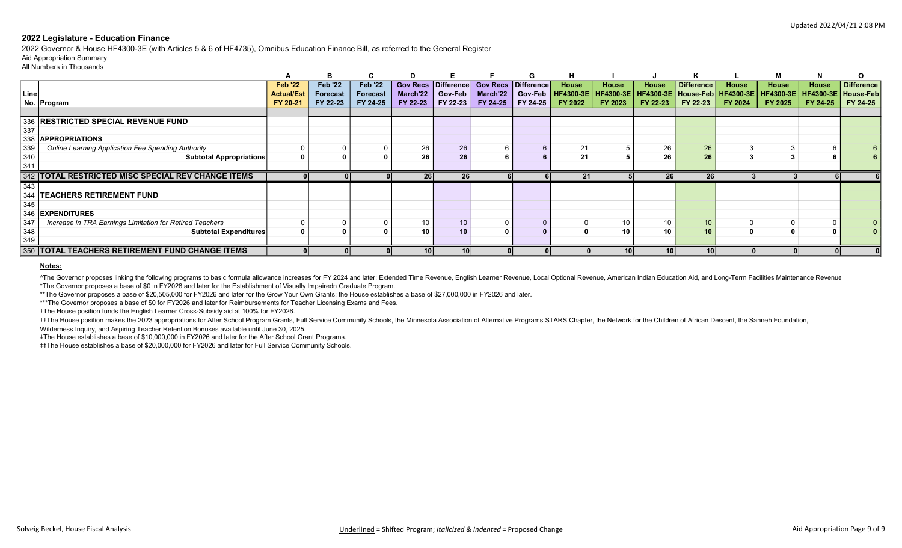## 2022 Legislature - Education Finance

2022 Governor & House HF4300-3E (with Articles 5 & 6 of HF4735), Omnibus Education Finance Bill, as referred to the General Register

Aid Appropriation Summary

All Numbers in Thousands

| | | A | B | C | D | E | F | G | H | I | J | K | L | M | N | O |
|---|---|---|---|---|---|---|---|---|---|---|---|---|---|---|---|---|
| Line No. | Program | Feb '22 Actual/Est FY 20-21 | Feb '22 Forecast FY 22-23 | Feb '22 Forecast FY 24-25 | Gov Recs March'22 FY 22-23 | Difference Gov-Feb FY 22-23 | Gov Recs March'22 FY 24-25 | Difference Gov-Feb FY 24-25 | House HF4300-3E FY 2022 | House HF4300-3E FY 2023 | House HF4300-3E FY 22-23 | Difference House-Feb FY 22-23 | House HF4300-3E FY 2024 | House HF4300-3E FY 2025 | House HF4300-3E FY 24-25 | Difference House-Feb FY 24-25 |
| 336 | **RESTRICTED SPECIAL REVENUE FUND** | | | | | | | | | | | | | | | |
| 337 | | | | | | | | | | | | | | | | |
| 338 | **APPROPRIATIONS** | | | | | | | | | | | | | | | |
| 339 | *Online Learning Application Fee Spending Authority* | 0 | 0 | 0 | 26 | 26 | 6 | 6 | 21 | 5 | 26 | 26 | 3 | 3 | 6 | 6 |
| 340 | **Subtotal Appropriations** | **0** | **0** | **0** | **26** | **26** | **6** | **6** | **21** | **5** | **26** | **26** | **3** | **3** | **6** | **6** |
| 341 | | | | | | | | | | | | | | | | |
| 342 | **TOTAL RESTRICTED MISC SPECIAL REV CHANGE ITEMS** | **0** | **0** | **0** | **26** | **26** | **6** | **6** | **21** | **5** | **26** | **26** | **3** | **3** | **6** | **6** |
| 343 | | | | | | | | | | | | | | | | |
| 344 | **TEACHERS RETIREMENT FUND** | | | | | | | | | | | | | | | |
| 345 | | | | | | | | | | | | | | | | |
| 346 | **EXPENDITURES** | | | | | | | | | | | | | | | |
| 347 | *Increase in TRA Earnings Limitation for Retired Teachers* | 0 | 0 | 0 | 10 | 10 | 0 | 0 | 0 | 10 | 10 | 10 | 0 | 0 | 0 | 0 |
| 348 | **Subtotal Expenditures** | **0** | **0** | **0** | **10** | **10** | **0** | **0** | **0** | **10** | **10** | **10** | **0** | **0** | **0** | **0** |
| 349 | | | | | | | | | | | | | | | | |
| 350 | **TOTAL TEACHERS RETIREMENT FUND CHANGE ITEMS** | **0** | **0** | **0** | **10** | **10** | **0** | **0** | **0** | **10** | **10** | **10** | **0** | **0** | **0** | **0** |

**Notes:**

^The Governor proposes linking the following programs to basic formula allowance increases for FY 2024 and later: Extended Time Revenue, English Learner Revenue, Local Optional Revenue, American Indian Education Aid, and Long-Term Facilities Maintenance Revenue

*The Governor proposes a base of $0 in FY2028 and later for the Establishment of Visually Impairedn Graduate Program.

**The Governor proposes a base of $20,505,000 for FY2026 and later for the Grow Your Own Grants; the House establishes a base of $27,000,000 in FY2026 and later.

***The Governor proposes a base of $0 for FY2026 and later for Reimbursements for Teacher Licensing Exams and Fees.

†The House position funds the English Learner Cross-Subsidy aid at 100% for FY2026.

††The House position makes the 2023 appropriations for After School Program Grants, Full Service Community Schools, the Minnesota Association of Alternative Programs STARS Chapter, the Network for the Children of African Descent, the Sanneh Foundation, Wilderness Inquiry, and Aspiring Teacher Retention Bonuses available until June 30, 2025.

‡The House establishes a base of $10,000,000 in FY2026 and later for the After School Grant Programs.

‡‡The House establishes a base of $20,000,000 for FY2026 and later for Full Service Community Schools.

Underlined = Shifted Program; *Italicized & Indented* = Proposed Change